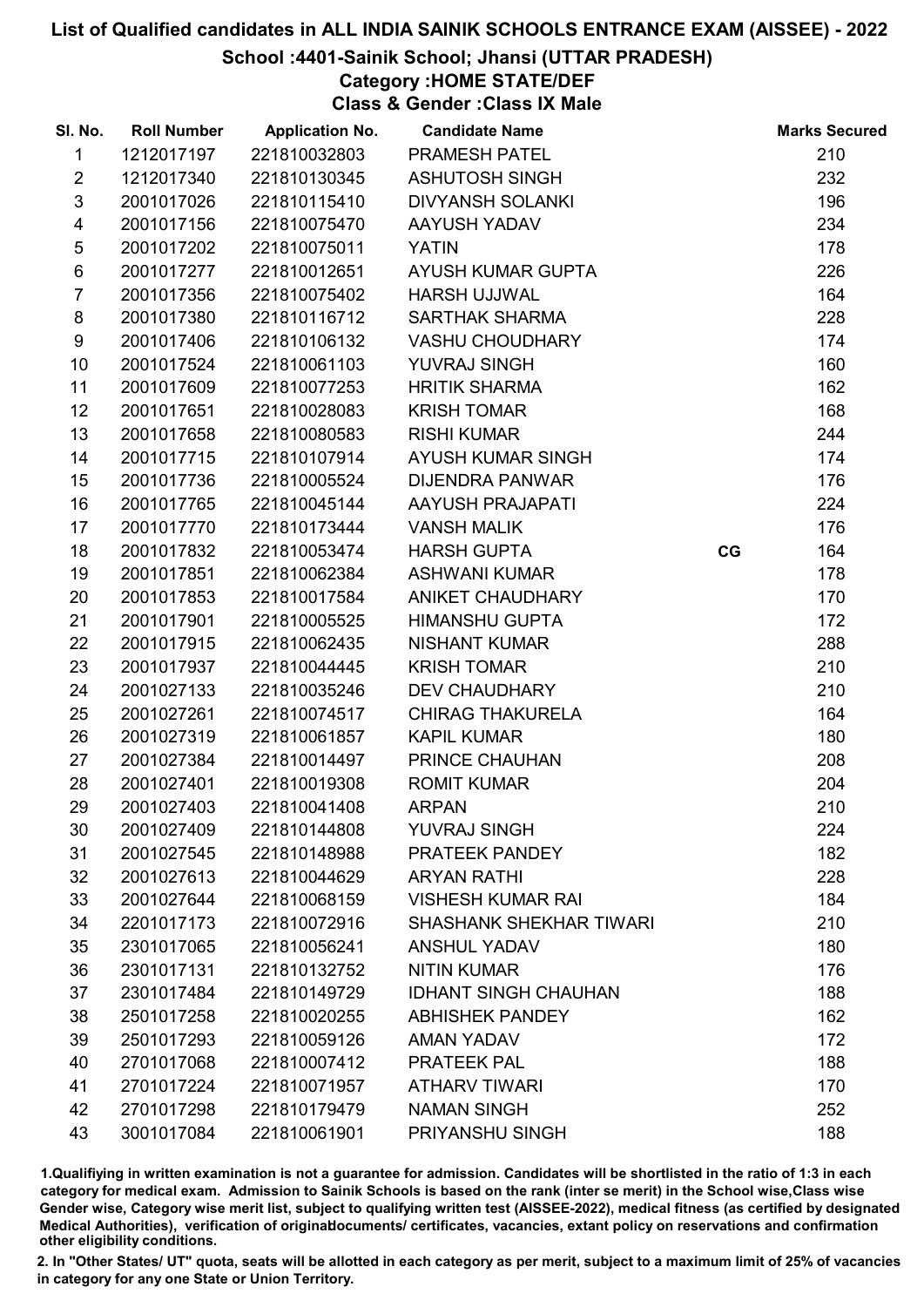# List of Qualified candidates in ALL INDIA SAINIK SCHOOLS ENTRANCE EXAM (AISSEE) - 2022

## School :4401-Sainik School; Jhansi (UTTAR PRADESH)

### Category :HOME STATE/DEF

### Class & Gender :Class IX Male

| Sl. No. | Roll Number | Application No. | Candidate Name | | Marks Secured |
|---|---|---|---|---|---|
| 1 | 1212017197 | 221810032803 | PRAMESH PATEL | | 210 |
| 2 | 1212017340 | 221810130345 | ASHUTOSH SINGH | | 232 |
| 3 | 2001017026 | 221810115410 | DIVYANSH SOLANKI | | 196 |
| 4 | 2001017156 | 221810075470 | AAYUSH YADAV | | 234 |
| 5 | 2001017202 | 221810075011 | YATIN | | 178 |
| 6 | 2001017277 | 221810012651 | AYUSH KUMAR GUPTA | | 226 |
| 7 | 2001017356 | 221810075402 | HARSH UJJWAL | | 164 |
| 8 | 2001017380 | 221810116712 | SARTHAK SHARMA | | 228 |
| 9 | 2001017406 | 221810106132 | VASHU CHOUDHARY | | 174 |
| 10 | 2001017524 | 221810061103 | YUVRAJ SINGH | | 160 |
| 11 | 2001017609 | 221810077253 | HRITIK SHARMA | | 162 |
| 12 | 2001017651 | 221810028083 | KRISH TOMAR | | 168 |
| 13 | 2001017658 | 221810080583 | RISHI KUMAR | | 244 |
| 14 | 2001017715 | 221810107914 | AYUSH KUMAR SINGH | | 174 |
| 15 | 2001017736 | 221810005524 | DIJENDRA PANWAR | | 176 |
| 16 | 2001017765 | 221810045144 | AAYUSH PRAJAPATI | | 224 |
| 17 | 2001017770 | 221810173444 | VANSH MALIK | | 176 |
| 18 | 2001017832 | 221810053474 | HARSH GUPTA | CG | 164 |
| 19 | 2001017851 | 221810062384 | ASHWANI KUMAR | | 178 |
| 20 | 2001017853 | 221810017584 | ANIKET CHAUDHARY | | 170 |
| 21 | 2001017901 | 221810005525 | HIMANSHU GUPTA | | 172 |
| 22 | 2001017915 | 221810062435 | NISHANT KUMAR | | 288 |
| 23 | 2001017937 | 221810044445 | KRISH TOMAR | | 210 |
| 24 | 2001027133 | 221810035246 | DEV CHAUDHARY | | 210 |
| 25 | 2001027261 | 221810074517 | CHIRAG THAKURELA | | 164 |
| 26 | 2001027319 | 221810061857 | KAPIL KUMAR | | 180 |
| 27 | 2001027384 | 221810014497 | PRINCE CHAUHAN | | 208 |
| 28 | 2001027401 | 221810019308 | ROMIT KUMAR | | 204 |
| 29 | 2001027403 | 221810041408 | ARPAN | | 210 |
| 30 | 2001027409 | 221810144808 | YUVRAJ SINGH | | 224 |
| 31 | 2001027545 | 221810148988 | PRATEEK PANDEY | | 182 |
| 32 | 2001027613 | 221810044629 | ARYAN RATHI | | 228 |
| 33 | 2001027644 | 221810068159 | VISHESH KUMAR RAI | | 184 |
| 34 | 2201017173 | 221810072916 | SHASHANK SHEKHAR TIWARI | | 210 |
| 35 | 2301017065 | 221810056241 | ANSHUL YADAV | | 180 |
| 36 | 2301017131 | 221810132752 | NITIN KUMAR | | 176 |
| 37 | 2301017484 | 221810149729 | IDHANT SINGH CHAUHAN | | 188 |
| 38 | 2501017258 | 221810020255 | ABHISHEK PANDEY | | 162 |
| 39 | 2501017293 | 221810059126 | AMAN YADAV | | 172 |
| 40 | 2701017068 | 221810007412 | PRATEEK PAL | | 188 |
| 41 | 2701017224 | 221810071957 | ATHARV TIWARI | | 170 |
| 42 | 2701017298 | 221810179479 | NAMAN SINGH | | 252 |
| 43 | 3001017084 | 221810061901 | PRIYANSHU SINGH | | 188 |

1.Qualifying in written examination is not a guarantee for admission. Candidates will be shortlisted in the ratio of 1:3 in each category for medical exam. Admission to Sainik Schools is based on the rank (inter se merit) in the School wise,Class wise Gender wise, Category wise merit list, subject to qualifying written test (AISSEE-2022), medical fitness (as certified by designated Medical Authorities), verification of originaldocuments/ certificates, vacancies, extant policy on reservations and confirmation other eligibility conditions.

2. In "Other States/ UT" quota, seats will be allotted in each category as per merit, subject to a maximum limit of 25% of vacancies in category for any one State or Union Territory.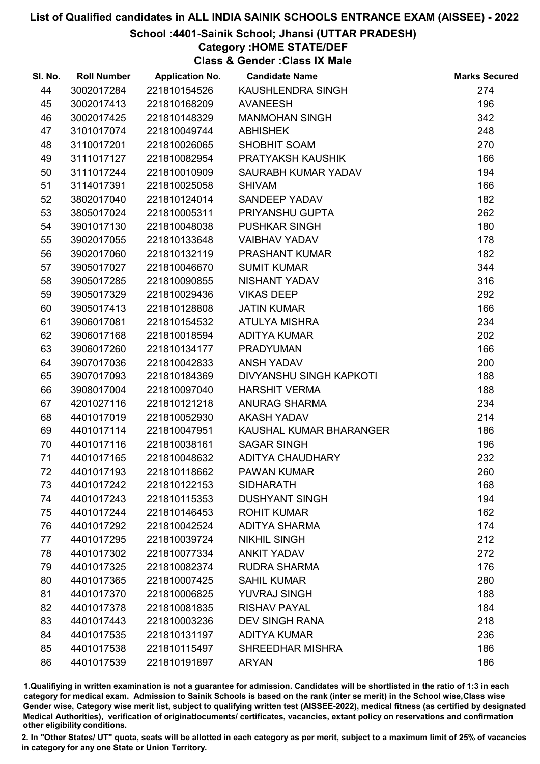# List of Qualified candidates in ALL INDIA SAINIK SCHOOLS ENTRANCE EXAM (AISSEE) - 2022

## School :4401-Sainik School; Jhansi (UTTAR PRADESH)

### Category :HOME STATE/DEF

### Class & Gender :Class IX Male

| Sl. No. | Roll Number | Application No. | Candidate Name | Marks Secured |
|---|---|---|---|---|
| 44 | 3002017284 | 221810154526 | KAUSHLENDRA SINGH | 274 |
| 45 | 3002017413 | 221810168209 | AVANEESH | 196 |
| 46 | 3002017425 | 221810148329 | MANMOHAN SINGH | 342 |
| 47 | 3101017074 | 221810049744 | ABHISHEK | 248 |
| 48 | 3110017201 | 221810026065 | SHOBHIT SOAM | 270 |
| 49 | 3111017127 | 221810082954 | PRATYAKSH KAUSHIK | 166 |
| 50 | 3111017244 | 221810010909 | SAURABH KUMAR YADAV | 194 |
| 51 | 3114017391 | 221810025058 | SHIVAM | 166 |
| 52 | 3802017040 | 221810124014 | SANDEEP YADAV | 182 |
| 53 | 3805017024 | 221810005311 | PRIYANSHU GUPTA | 262 |
| 54 | 3901017130 | 221810048038 | PUSHKAR SINGH | 180 |
| 55 | 3902017055 | 221810133648 | VAIBHAV YADAV | 178 |
| 56 | 3902017060 | 221810132119 | PRASHANT KUMAR | 182 |
| 57 | 3905017027 | 221810046670 | SUMIT KUMAR | 344 |
| 58 | 3905017285 | 221810090855 | NISHANT YADAV | 316 |
| 59 | 3905017329 | 221810029436 | VIKAS DEEP | 292 |
| 60 | 3905017413 | 221810128808 | JATIN KUMAR | 166 |
| 61 | 3906017081 | 221810154532 | ATULYA MISHRA | 234 |
| 62 | 3906017168 | 221810018594 | ADITYA KUMAR | 202 |
| 63 | 3906017260 | 221810134177 | PRADYUMAN | 166 |
| 64 | 3907017036 | 221810042833 | ANSH YADAV | 200 |
| 65 | 3907017093 | 221810184369 | DIVYANSHU SINGH KAPKOTI | 188 |
| 66 | 3908017004 | 221810097040 | HARSHIT VERMA | 188 |
| 67 | 4201027116 | 221810121218 | ANURAG SHARMA | 234 |
| 68 | 4401017019 | 221810052930 | AKASH YADAV | 214 |
| 69 | 4401017114 | 221810047951 | KAUSHAL KUMAR BHARANGER | 186 |
| 70 | 4401017116 | 221810038161 | SAGAR SINGH | 196 |
| 71 | 4401017165 | 221810048632 | ADITYA CHAUDHARY | 232 |
| 72 | 4401017193 | 221810118662 | PAWAN KUMAR | 260 |
| 73 | 4401017242 | 221810122153 | SIDHARATH | 168 |
| 74 | 4401017243 | 221810115353 | DUSHYANT SINGH | 194 |
| 75 | 4401017244 | 221810146453 | ROHIT KUMAR | 162 |
| 76 | 4401017292 | 221810042524 | ADITYA SHARMA | 174 |
| 77 | 4401017295 | 221810039724 | NIKHIL SINGH | 212 |
| 78 | 4401017302 | 221810077334 | ANKIT YADAV | 272 |
| 79 | 4401017325 | 221810082374 | RUDRA SHARMA | 176 |
| 80 | 4401017365 | 221810007425 | SAHIL KUMAR | 280 |
| 81 | 4401017370 | 221810006825 | YUVRAJ SINGH | 188 |
| 82 | 4401017378 | 221810081835 | RISHAV PAYAL | 184 |
| 83 | 4401017443 | 221810003236 | DEV SINGH RANA | 218 |
| 84 | 4401017535 | 221810131197 | ADITYA KUMAR | 236 |
| 85 | 4401017538 | 221810115497 | SHREEDHAR MISHRA | 186 |
| 86 | 4401017539 | 221810191897 | ARYAN | 186 |

1.Qualifiying in written examination is not a guarantee for admission. Candidates will be shortlisted in the ratio of 1:3 in each category for medical exam. Admission to Sainik Schools is based on the rank (inter se merit) in the School wise,Class wise Gender wise, Category wise merit list, subject to qualifying written test (AISSEE-2022), medical fitness (as certified by designated Medical Authorities), verification of originaldocuments/ certificates, vacancies, extant policy on reservations and confirmation other eligibility conditions.

2. In "Other States/ UT" quota, seats will be allotted in each category as per merit, subject to a maximum limit of 25% of vacancies in category for any one State or Union Territory.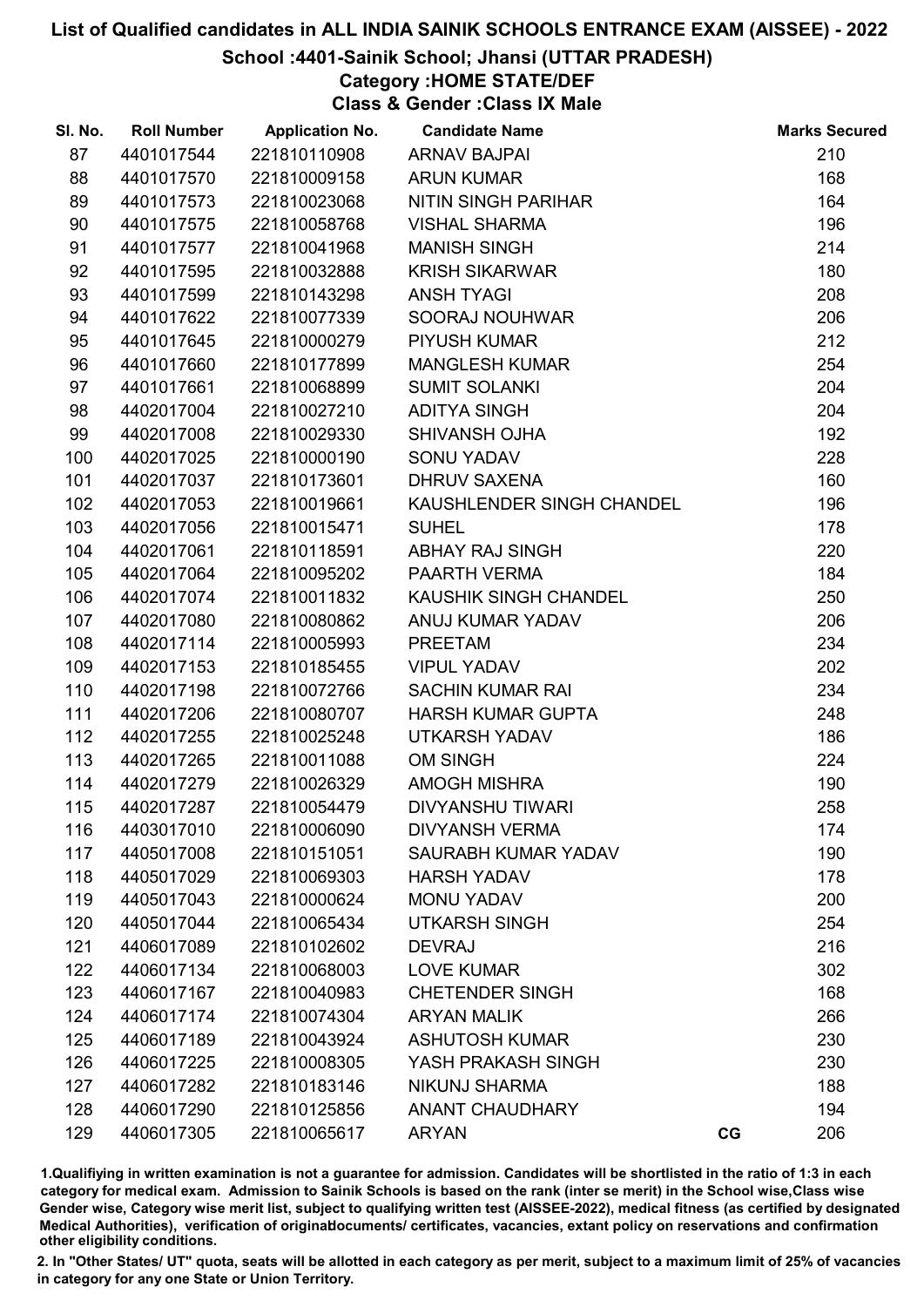# List of Qualified candidates in ALL INDIA SAINIK SCHOOLS ENTRANCE EXAM (AISSEE) - 2022

## School :4401-Sainik School; Jhansi (UTTAR PRADESH)

### Category :HOME STATE/DEF

### Class & Gender :Class IX Male

| Sl. No. | Roll Number | Application No. | Candidate Name | | Marks Secured |
|---|---|---|---|---|---|
| 87 | 4401017544 | 221810110908 | ARNAV BAJPAI | | 210 |
| 88 | 4401017570 | 221810009158 | ARUN KUMAR | | 168 |
| 89 | 4401017573 | 221810023068 | NITIN SINGH PARIHAR | | 164 |
| 90 | 4401017575 | 221810058768 | VISHAL SHARMA | | 196 |
| 91 | 4401017577 | 221810041968 | MANISH SINGH | | 214 |
| 92 | 4401017595 | 221810032888 | KRISH SIKARWAR | | 180 |
| 93 | 4401017599 | 221810143298 | ANSH TYAGI | | 208 |
| 94 | 4401017622 | 221810077339 | SOORAJ NOUHWAR | | 206 |
| 95 | 4401017645 | 221810000279 | PIYUSH KUMAR | | 212 |
| 96 | 4401017660 | 221810177899 | MANGLESH KUMAR | | 254 |
| 97 | 4401017661 | 221810068899 | SUMIT SOLANKI | | 204 |
| 98 | 4402017004 | 221810027210 | ADITYA SINGH | | 204 |
| 99 | 4402017008 | 221810029330 | SHIVANSH OJHA | | 192 |
| 100 | 4402017025 | 221810000190 | SONU YADAV | | 228 |
| 101 | 4402017037 | 221810173601 | DHRUV SAXENA | | 160 |
| 102 | 4402017053 | 221810019661 | KAUSHLENDER SINGH CHANDEL | | 196 |
| 103 | 4402017056 | 221810015471 | SUHEL | | 178 |
| 104 | 4402017061 | 221810118591 | ABHAY RAJ SINGH | | 220 |
| 105 | 4402017064 | 221810095202 | PAARTH VERMA | | 184 |
| 106 | 4402017074 | 221810011832 | KAUSHIK SINGH CHANDEL | | 250 |
| 107 | 4402017080 | 221810080862 | ANUJ KUMAR YADAV | | 206 |
| 108 | 4402017114 | 221810005993 | PREETAM | | 234 |
| 109 | 4402017153 | 221810185455 | VIPUL YADAV | | 202 |
| 110 | 4402017198 | 221810072766 | SACHIN KUMAR RAI | | 234 |
| 111 | 4402017206 | 221810080707 | HARSH KUMAR GUPTA | | 248 |
| 112 | 4402017255 | 221810025248 | UTKARSH YADAV | | 186 |
| 113 | 4402017265 | 221810011088 | OM SINGH | | 224 |
| 114 | 4402017279 | 221810026329 | AMOGH MISHRA | | 190 |
| 115 | 4402017287 | 221810054479 | DIVYANSHU TIWARI | | 258 |
| 116 | 4403017010 | 221810006090 | DIVYANSH VERMA | | 174 |
| 117 | 4405017008 | 221810151051 | SAURABH KUMAR YADAV | | 190 |
| 118 | 4405017029 | 221810069303 | HARSH YADAV | | 178 |
| 119 | 4405017043 | 221810000624 | MONU YADAV | | 200 |
| 120 | 4405017044 | 221810065434 | UTKARSH SINGH | | 254 |
| 121 | 4406017089 | 221810102602 | DEVRAJ | | 216 |
| 122 | 4406017134 | 221810068003 | LOVE KUMAR | | 302 |
| 123 | 4406017167 | 221810040983 | CHETENDER SINGH | | 168 |
| 124 | 4406017174 | 221810074304 | ARYAN MALIK | | 266 |
| 125 | 4406017189 | 221810043924 | ASHUTOSH KUMAR | | 230 |
| 126 | 4406017225 | 221810008305 | YASH PRAKASH SINGH | | 230 |
| 127 | 4406017282 | 221810183146 | NIKUNJ SHARMA | | 188 |
| 128 | 4406017290 | 221810125856 | ANANT CHAUDHARY | | 194 |
| 129 | 4406017305 | 221810065617 | ARYAN | CG | 206 |

1.Qualifiying in written examination is not a guarantee for admission. Candidates will be shortlisted in the ratio of 1:3 in each category for medical exam. Admission to Sainik Schools is based on the rank (inter se merit) in the School wise,Class wise Gender wise, Category wise merit list, subject to qualifying written test (AISSEE-2022), medical fitness (as certified by designated Medical Authorities), verification of originaldocuments/ certificates, vacancies, extant policy on reservations and confirmation other eligibility conditions.

2. In "Other States/ UT" quota, seats will be allotted in each category as per merit, subject to a maximum limit of 25% of vacancies in category for any one State or Union Territory.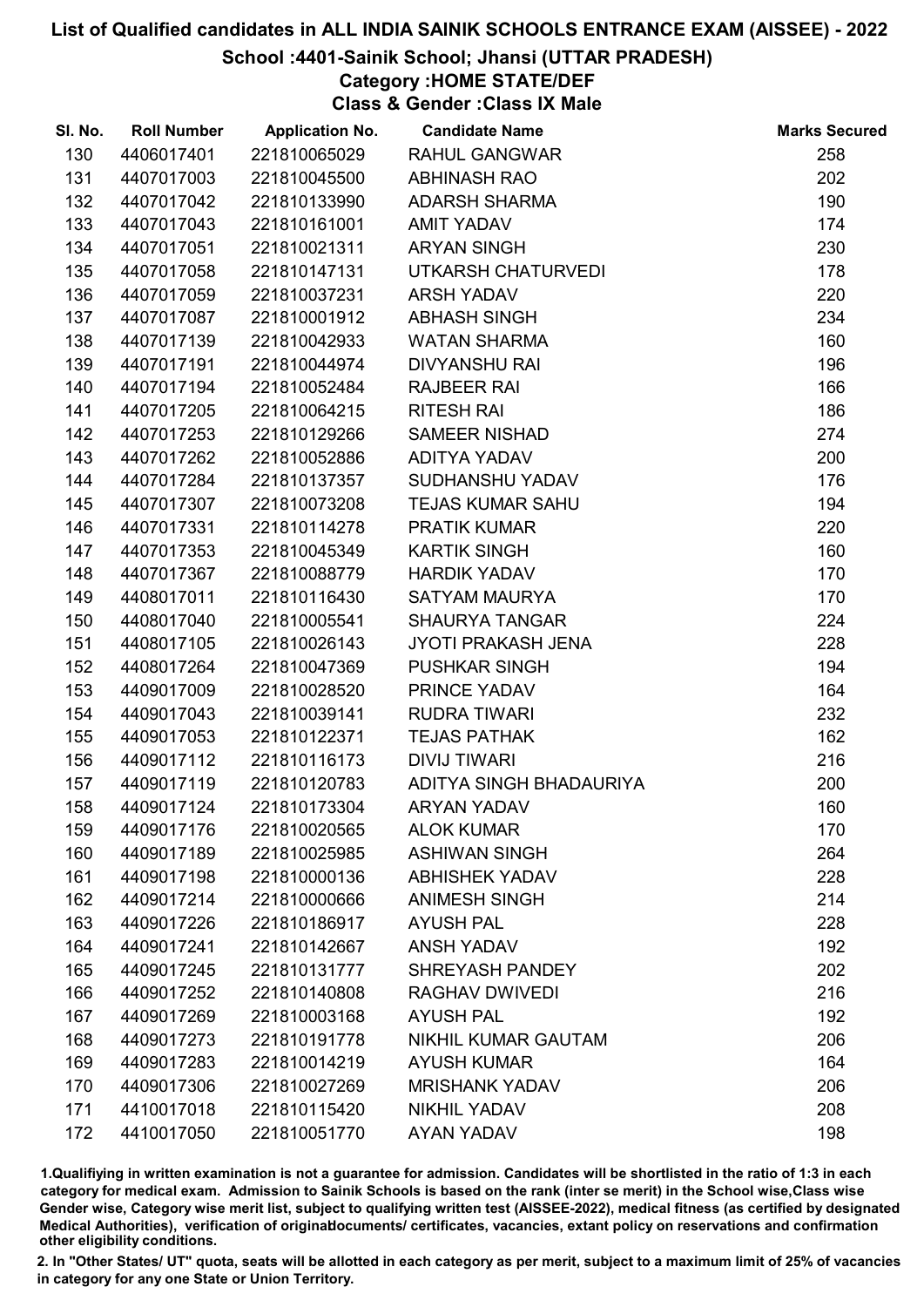# List of Qualified candidates in ALL INDIA SAINIK SCHOOLS ENTRANCE EXAM (AISSEE) - 2022

## School :4401-Sainik School; Jhansi (UTTAR PRADESH)

### Category :HOME STATE/DEF

### Class & Gender :Class IX Male

| Sl. No. | Roll Number | Application No. | Candidate Name | Marks Secured |
|---|---|---|---|---|
| 130 | 4406017401 | 221810065029 | RAHUL GANGWAR | 258 |
| 131 | 4407017003 | 221810045500 | ABHINASH RAO | 202 |
| 132 | 4407017042 | 221810133990 | ADARSH SHARMA | 190 |
| 133 | 4407017043 | 221810161001 | AMIT YADAV | 174 |
| 134 | 4407017051 | 221810021311 | ARYAN SINGH | 230 |
| 135 | 4407017058 | 221810147131 | UTKARSH CHATURVEDI | 178 |
| 136 | 4407017059 | 221810037231 | ARSH YADAV | 220 |
| 137 | 4407017087 | 221810001912 | ABHASH SINGH | 234 |
| 138 | 4407017139 | 221810042933 | WATAN SHARMA | 160 |
| 139 | 4407017191 | 221810044974 | DIVYANSHU RAI | 196 |
| 140 | 4407017194 | 221810052484 | RAJBEER RAI | 166 |
| 141 | 4407017205 | 221810064215 | RITESH RAI | 186 |
| 142 | 4407017253 | 221810129266 | SAMEER NISHAD | 274 |
| 143 | 4407017262 | 221810052886 | ADITYA YADAV | 200 |
| 144 | 4407017284 | 221810137357 | SUDHANSHU YADAV | 176 |
| 145 | 4407017307 | 221810073208 | TEJAS KUMAR SAHU | 194 |
| 146 | 4407017331 | 221810114278 | PRATIK KUMAR | 220 |
| 147 | 4407017353 | 221810045349 | KARTIK SINGH | 160 |
| 148 | 4407017367 | 221810088779 | HARDIK YADAV | 170 |
| 149 | 4408017011 | 221810116430 | SATYAM MAURYA | 170 |
| 150 | 4408017040 | 221810005541 | SHAURYA TANGAR | 224 |
| 151 | 4408017105 | 221810026143 | JYOTI PRAKASH JENA | 228 |
| 152 | 4408017264 | 221810047369 | PUSHKAR SINGH | 194 |
| 153 | 4409017009 | 221810028520 | PRINCE YADAV | 164 |
| 154 | 4409017043 | 221810039141 | RUDRA TIWARI | 232 |
| 155 | 4409017053 | 221810122371 | TEJAS PATHAK | 162 |
| 156 | 4409017112 | 221810116173 | DIVIJ TIWARI | 216 |
| 157 | 4409017119 | 221810120783 | ADITYA SINGH BHADAURIYA | 200 |
| 158 | 4409017124 | 221810173304 | ARYAN YADAV | 160 |
| 159 | 4409017176 | 221810020565 | ALOK KUMAR | 170 |
| 160 | 4409017189 | 221810025985 | ASHIWAN SINGH | 264 |
| 161 | 4409017198 | 221810000136 | ABHISHEK YADAV | 228 |
| 162 | 4409017214 | 221810000666 | ANIMESH SINGH | 214 |
| 163 | 4409017226 | 221810186917 | AYUSH PAL | 228 |
| 164 | 4409017241 | 221810142667 | ANSH YADAV | 192 |
| 165 | 4409017245 | 221810131777 | SHREYASH PANDEY | 202 |
| 166 | 4409017252 | 221810140808 | RAGHAV DWIVEDI | 216 |
| 167 | 4409017269 | 221810003168 | AYUSH PAL | 192 |
| 168 | 4409017273 | 221810191778 | NIKHIL KUMAR GAUTAM | 206 |
| 169 | 4409017283 | 221810014219 | AYUSH KUMAR | 164 |
| 170 | 4409017306 | 221810027269 | MRISHANK YADAV | 206 |
| 171 | 4410017018 | 221810115420 | NIKHIL YADAV | 208 |
| 172 | 4410017050 | 221810051770 | AYAN YADAV | 198 |

1.Qualifiying in written examination is not a guarantee for admission. Candidates will be shortlisted in the ratio of 1:3 in each category for medical exam. Admission to Sainik Schools is based on the rank (inter se merit) in the School wise,Class wise Gender wise, Category wise merit list, subject to qualifying written test (AISSEE-2022), medical fitness (as certified by designated Medical Authorities), verification of originaldocuments/ certificates, vacancies, extant policy on reservations and confirmation other eligibility conditions.

2. In "Other States/ UT" quota, seats will be allotted in each category as per merit, subject to a maximum limit of 25% of vacancies in category for any one State or Union Territory.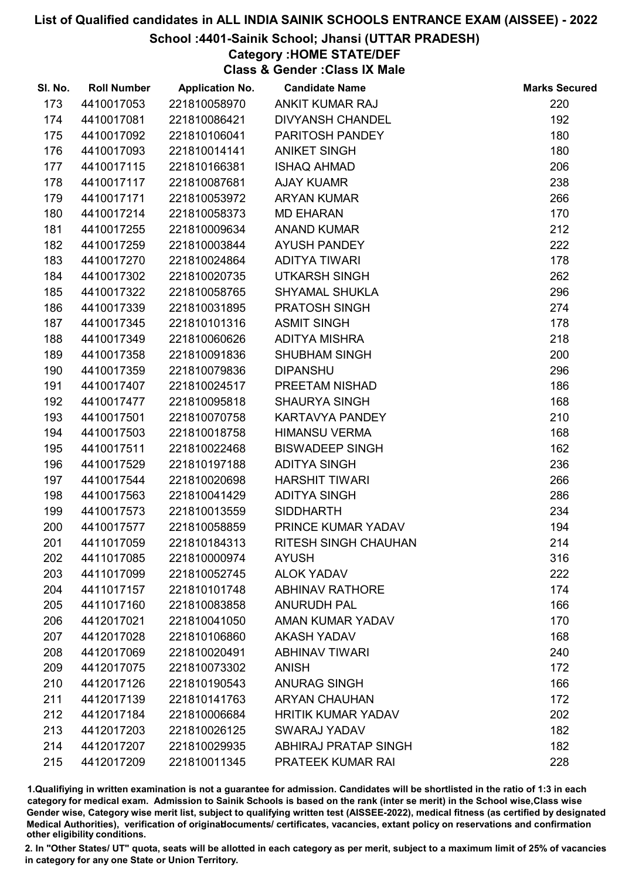# List of Qualified candidates in ALL INDIA SAINIK SCHOOLS ENTRANCE EXAM (AISSEE) - 2022

## School :4401-Sainik School; Jhansi (UTTAR PRADESH)

### Category :HOME STATE/DEF

### Class & Gender :Class IX Male

| Sl. No. | Roll Number | Application No. | Candidate Name | Marks Secured |
|---|---|---|---|---|
| 173 | 4410017053 | 221810058970 | ANKIT KUMAR RAJ | 220 |
| 174 | 4410017081 | 221810086421 | DIVYANSH CHANDEL | 192 |
| 175 | 4410017092 | 221810106041 | PARITOSH PANDEY | 180 |
| 176 | 4410017093 | 221810014141 | ANIKET SINGH | 180 |
| 177 | 4410017115 | 221810166381 | ISHAQ AHMAD | 206 |
| 178 | 4410017117 | 221810087681 | AJAY KUAMR | 238 |
| 179 | 4410017171 | 221810053972 | ARYAN KUMAR | 266 |
| 180 | 4410017214 | 221810058373 | MD EHARAN | 170 |
| 181 | 4410017255 | 221810009634 | ANAND KUMAR | 212 |
| 182 | 4410017259 | 221810003844 | AYUSH PANDEY | 222 |
| 183 | 4410017270 | 221810024864 | ADITYA TIWARI | 178 |
| 184 | 4410017302 | 221810020735 | UTKARSH SINGH | 262 |
| 185 | 4410017322 | 221810058765 | SHYAMAL SHUKLA | 296 |
| 186 | 4410017339 | 221810031895 | PRATOSH SINGH | 274 |
| 187 | 4410017345 | 221810101316 | ASMIT SINGH | 178 |
| 188 | 4410017349 | 221810060626 | ADITYA MISHRA | 218 |
| 189 | 4410017358 | 221810091836 | SHUBHAM SINGH | 200 |
| 190 | 4410017359 | 221810079836 | DIPANSHU | 296 |
| 191 | 4410017407 | 221810024517 | PREETAM NISHAD | 186 |
| 192 | 4410017477 | 221810095818 | SHAURYA SINGH | 168 |
| 193 | 4410017501 | 221810070758 | KARTAVYA PANDEY | 210 |
| 194 | 4410017503 | 221810018758 | HIMANSU VERMA | 168 |
| 195 | 4410017511 | 221810022468 | BISWADEEP SINGH | 162 |
| 196 | 4410017529 | 221810197188 | ADITYA SINGH | 236 |
| 197 | 4410017544 | 221810020698 | HARSHIT TIWARI | 266 |
| 198 | 4410017563 | 221810041429 | ADITYA SINGH | 286 |
| 199 | 4410017573 | 221810013559 | SIDDHARTH | 234 |
| 200 | 4410017577 | 221810058859 | PRINCE KUMAR YADAV | 194 |
| 201 | 4411017059 | 221810184313 | RITESH SINGH CHAUHAN | 214 |
| 202 | 4411017085 | 221810000974 | AYUSH | 316 |
| 203 | 4411017099 | 221810052745 | ALOK YADAV | 222 |
| 204 | 4411017157 | 221810101748 | ABHINAV RATHORE | 174 |
| 205 | 4411017160 | 221810083858 | ANURUDH PAL | 166 |
| 206 | 4412017021 | 221810041050 | AMAN KUMAR YADAV | 170 |
| 207 | 4412017028 | 221810106860 | AKASH YADAV | 168 |
| 208 | 4412017069 | 221810020491 | ABHINAV TIWARI | 240 |
| 209 | 4412017075 | 221810073302 | ANISH | 172 |
| 210 | 4412017126 | 221810190543 | ANURAG SINGH | 166 |
| 211 | 4412017139 | 221810141763 | ARYAN CHAUHAN | 172 |
| 212 | 4412017184 | 221810006684 | HRITIK KUMAR YADAV | 202 |
| 213 | 4412017203 | 221810026125 | SWARAJ YADAV | 182 |
| 214 | 4412017207 | 221810029935 | ABHIRAJ PRATAP SINGH | 182 |
| 215 | 4412017209 | 221810011345 | PRATEEK KUMAR RAI | 228 |

1.Qualifiying in written examination is not a guarantee for admission. Candidates will be shortlisted in the ratio of 1:3 in each category for medical exam. Admission to Sainik Schools is based on the rank (inter se merit) in the School wise,Class wise Gender wise, Category wise merit list, subject to qualifying written test (AISSEE-2022), medical fitness (as certified by designated Medical Authorities), verification of originaldocuments/ certificates, vacancies, extant policy on reservations and confirmation other eligibility conditions.

2. In "Other States/ UT" quota, seats will be allotted in each category as per merit, subject to a maximum limit of 25% of vacancies in category for any one State or Union Territory.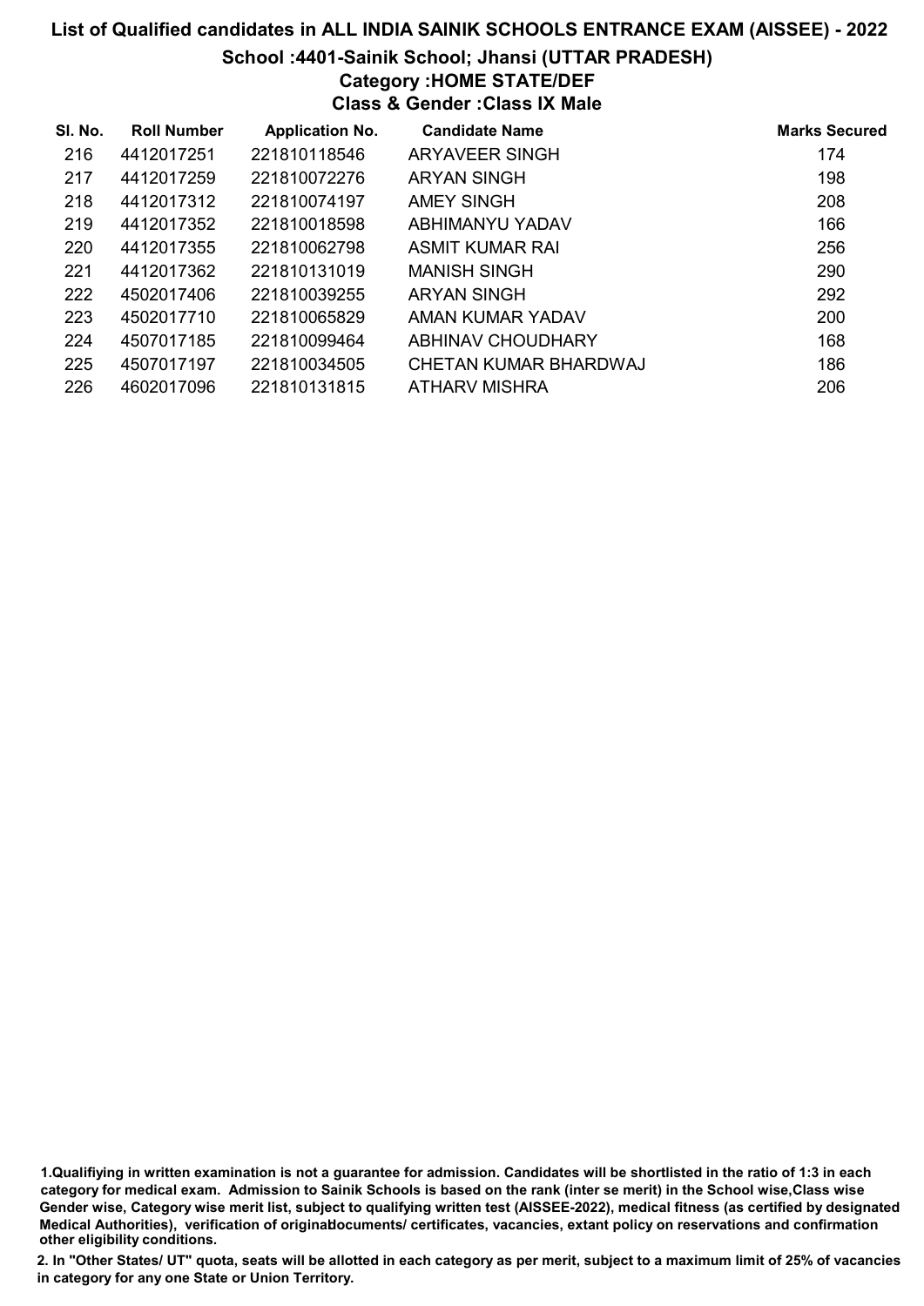# List of Qualified candidates in ALL INDIA SAINIK SCHOOLS ENTRANCE EXAM (AISSEE) - 2022

## School :4401-Sainik School; Jhansi (UTTAR PRADESH)

### Category :HOME STATE/DEF

### Class & Gender :Class IX Male

| Sl. No. | Roll Number | Application No. | Candidate Name | Marks Secured |
|---|---|---|---|---|
| 216 | 4412017251 | 221810118546 | ARYAVEER SINGH | 174 |
| 217 | 4412017259 | 221810072276 | ARYAN SINGH | 198 |
| 218 | 4412017312 | 221810074197 | AMEY SINGH | 208 |
| 219 | 4412017352 | 221810018598 | ABHIMANYU YADAV | 166 |
| 220 | 4412017355 | 221810062798 | ASMIT KUMAR RAI | 256 |
| 221 | 4412017362 | 221810131019 | MANISH SINGH | 290 |
| 222 | 4502017406 | 221810039255 | ARYAN SINGH | 292 |
| 223 | 4502017710 | 221810065829 | AMAN KUMAR YADAV | 200 |
| 224 | 4507017185 | 221810099464 | ABHINAV CHOUDHARY | 168 |
| 225 | 4507017197 | 221810034505 | CHETAN KUMAR BHARDWAJ | 186 |
| 226 | 4602017096 | 221810131815 | ATHARV MISHRA | 206 |

1.Qualifiying in written examination is not a guarantee for admission. Candidates will be shortlisted in the ratio of 1:3 in each category for medical exam. Admission to Sainik Schools is based on the rank (inter se merit) in the School wise,Class wise Gender wise, Category wise merit list, subject to qualifying written test (AISSEE-2022), medical fitness (as certified by designated Medical Authorities), verification of originaldocuments/ certificates, vacancies, extant policy on reservations and confirmation other eligibility conditions.

2. In "Other States/ UT" quota, seats will be allotted in each category as per merit, subject to a maximum limit of 25% of vacancies in category for any one State or Union Territory.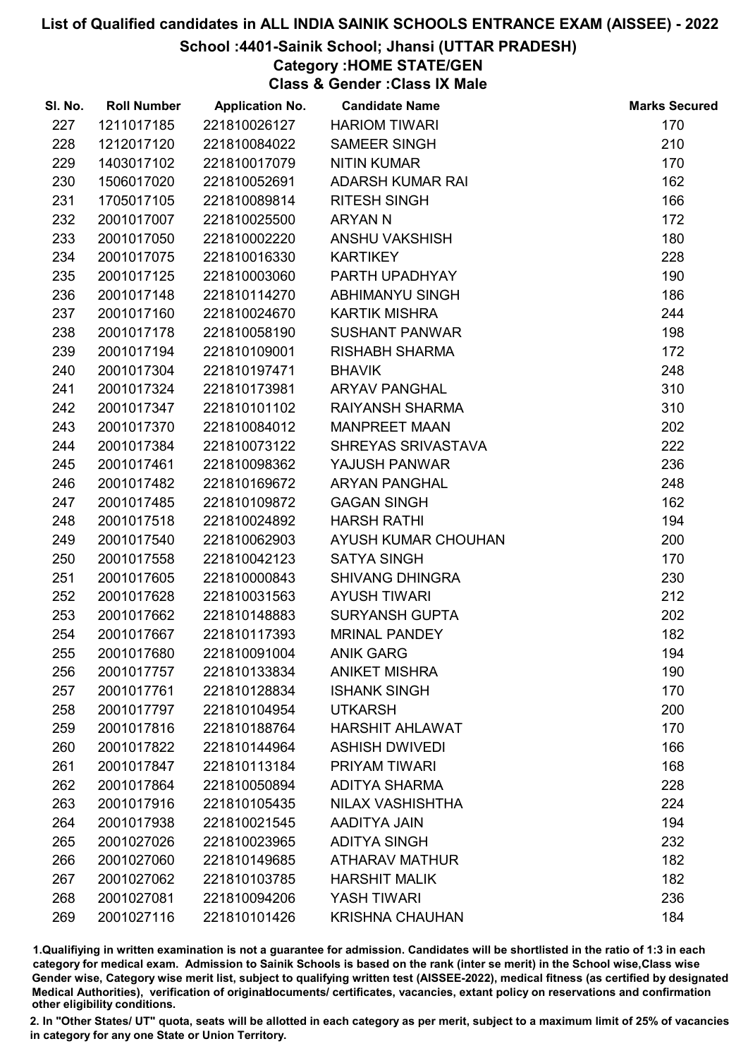# List of Qualified candidates in ALL INDIA SAINIK SCHOOLS ENTRANCE EXAM (AISSEE) - 2022

## School :4401-Sainik School; Jhansi (UTTAR PRADESH)

### Category :HOME STATE/GEN

### Class & Gender :Class IX Male

| Sl. No. | Roll Number | Application No. | Candidate Name | Marks Secured |
|---|---|---|---|---|
| 227 | 1211017185 | 221810026127 | HARIOM TIWARI | 170 |
| 228 | 1212017120 | 221810084022 | SAMEER SINGH | 210 |
| 229 | 1403017102 | 221810017079 | NITIN KUMAR | 170 |
| 230 | 1506017020 | 221810052691 | ADARSH KUMAR RAI | 162 |
| 231 | 1705017105 | 221810089814 | RITESH SINGH | 166 |
| 232 | 2001017007 | 221810025500 | ARYAN N | 172 |
| 233 | 2001017050 | 221810002220 | ANSHU VAKSHISH | 180 |
| 234 | 2001017075 | 221810016330 | KARTIKEY | 228 |
| 235 | 2001017125 | 221810003060 | PARTH UPADHYAY | 190 |
| 236 | 2001017148 | 221810114270 | ABHIMANYU SINGH | 186 |
| 237 | 2001017160 | 221810024670 | KARTIK MISHRA | 244 |
| 238 | 2001017178 | 221810058190 | SUSHANT PANWAR | 198 |
| 239 | 2001017194 | 221810109001 | RISHABH SHARMA | 172 |
| 240 | 2001017304 | 221810197471 | BHAVIK | 248 |
| 241 | 2001017324 | 221810173981 | ARYAV PANGHAL | 310 |
| 242 | 2001017347 | 221810101102 | RAIYANSH SHARMA | 310 |
| 243 | 2001017370 | 221810084012 | MANPREET MAAN | 202 |
| 244 | 2001017384 | 221810073122 | SHREYAS SRIVASTAVA | 222 |
| 245 | 2001017461 | 221810098362 | YAJUSH PANWAR | 236 |
| 246 | 2001017482 | 221810169672 | ARYAN PANGHAL | 248 |
| 247 | 2001017485 | 221810109872 | GAGAN SINGH | 162 |
| 248 | 2001017518 | 221810024892 | HARSH RATHI | 194 |
| 249 | 2001017540 | 221810062903 | AYUSH KUMAR CHOUHAN | 200 |
| 250 | 2001017558 | 221810042123 | SATYA SINGH | 170 |
| 251 | 2001017605 | 221810000843 | SHIVANG DHINGRA | 230 |
| 252 | 2001017628 | 221810031563 | AYUSH TIWARI | 212 |
| 253 | 2001017662 | 221810148883 | SURYANSH GUPTA | 202 |
| 254 | 2001017667 | 221810117393 | MRINAL PANDEY | 182 |
| 255 | 2001017680 | 221810091004 | ANIK GARG | 194 |
| 256 | 2001017757 | 221810133834 | ANIKET MISHRA | 190 |
| 257 | 2001017761 | 221810128834 | ISHANK SINGH | 170 |
| 258 | 2001017797 | 221810104954 | UTKARSH | 200 |
| 259 | 2001017816 | 221810188764 | HARSHIT AHLAWAT | 170 |
| 260 | 2001017822 | 221810144964 | ASHISH DWIVEDI | 166 |
| 261 | 2001017847 | 221810113184 | PRIYAM TIWARI | 168 |
| 262 | 2001017864 | 221810050894 | ADITYA SHARMA | 228 |
| 263 | 2001017916 | 221810105435 | NILAX VASHISHTHA | 224 |
| 264 | 2001017938 | 221810021545 | AADITYA JAIN | 194 |
| 265 | 2001027026 | 221810023965 | ADITYA SINGH | 232 |
| 266 | 2001027060 | 221810149685 | ATHARAV MATHUR | 182 |
| 267 | 2001027062 | 221810103785 | HARSHIT MALIK | 182 |
| 268 | 2001027081 | 221810094206 | YASH TIWARI | 236 |
| 269 | 2001027116 | 221810101426 | KRISHNA CHAUHAN | 184 |

1.Qualifying in written examination is not a guarantee for admission. Candidates will be shortlisted in the ratio of 1:3 in each category for medical exam. Admission to Sainik Schools is based on the rank (inter se merit) in the School wise,Class wise Gender wise, Category wise merit list, subject to qualifying written test (AISSEE-2022), medical fitness (as certified by designated Medical Authorities), verification of originaldocuments/ certificates, vacancies, extant policy on reservations and confirmation other eligibility conditions.

2. In "Other States/ UT" quota, seats will be allotted in each category as per merit, subject to a maximum limit of 25% of vacancies in category for any one State or Union Territory.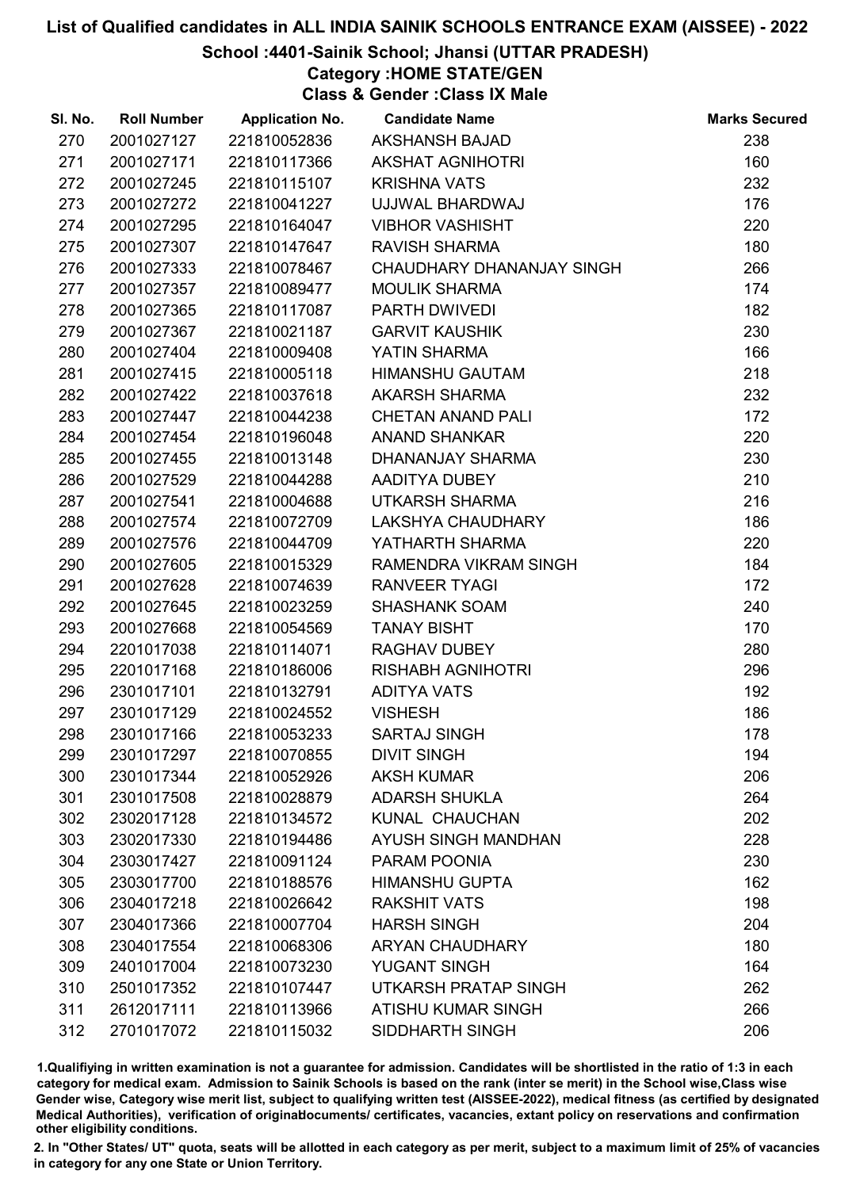# List of Qualified candidates in ALL INDIA SAINIK SCHOOLS ENTRANCE EXAM (AISSEE) - 2022

## School :4401-Sainik School; Jhansi (UTTAR PRADESH)

### Category :HOME STATE/GEN

### Class & Gender :Class IX Male

| Sl. No. | Roll Number | Application No. | Candidate Name | Marks Secured |
|---|---|---|---|---|
| 270 | 2001027127 | 221810052836 | AKSHANSH BAJAD | 238 |
| 271 | 2001027171 | 221810117366 | AKSHAT AGNIHOTRI | 160 |
| 272 | 2001027245 | 221810115107 | KRISHNA VATS | 232 |
| 273 | 2001027272 | 221810041227 | UJJWAL BHARDWAJ | 176 |
| 274 | 2001027295 | 221810164047 | VIBHOR VASHISHT | 220 |
| 275 | 2001027307 | 221810147647 | RAVISH SHARMA | 180 |
| 276 | 2001027333 | 221810078467 | CHAUDHARY DHANANJAY SINGH | 266 |
| 277 | 2001027357 | 221810089477 | MOULIK SHARMA | 174 |
| 278 | 2001027365 | 221810117087 | PARTH DWIVEDI | 182 |
| 279 | 2001027367 | 221810021187 | GARVIT KAUSHIK | 230 |
| 280 | 2001027404 | 221810009408 | YATIN SHARMA | 166 |
| 281 | 2001027415 | 221810005118 | HIMANSHU GAUTAM | 218 |
| 282 | 2001027422 | 221810037618 | AKARSH SHARMA | 232 |
| 283 | 2001027447 | 221810044238 | CHETAN ANAND PALI | 172 |
| 284 | 2001027454 | 221810196048 | ANAND SHANKAR | 220 |
| 285 | 2001027455 | 221810013148 | DHANANJAY SHARMA | 230 |
| 286 | 2001027529 | 221810044288 | AADITYA DUBEY | 210 |
| 287 | 2001027541 | 221810004688 | UTKARSH SHARMA | 216 |
| 288 | 2001027574 | 221810072709 | LAKSHYA CHAUDHARY | 186 |
| 289 | 2001027576 | 221810044709 | YATHARTH SHARMA | 220 |
| 290 | 2001027605 | 221810015329 | RAMENDRA VIKRAM SINGH | 184 |
| 291 | 2001027628 | 221810074639 | RANVEER TYAGI | 172 |
| 292 | 2001027645 | 221810023259 | SHASHANK SOAM | 240 |
| 293 | 2001027668 | 221810054569 | TANAY BISHT | 170 |
| 294 | 2201017038 | 221810114071 | RAGHAV DUBEY | 280 |
| 295 | 2201017168 | 221810186006 | RISHABH AGNIHOTRI | 296 |
| 296 | 2301017101 | 221810132791 | ADITYA VATS | 192 |
| 297 | 2301017129 | 221810024552 | VISHESH | 186 |
| 298 | 2301017166 | 221810053233 | SARTAJ SINGH | 178 |
| 299 | 2301017297 | 221810070855 | DIVIT SINGH | 194 |
| 300 | 2301017344 | 221810052926 | AKSH KUMAR | 206 |
| 301 | 2301017508 | 221810028879 | ADARSH SHUKLA | 264 |
| 302 | 2302017128 | 221810134572 | KUNAL CHAUCHAN | 202 |
| 303 | 2302017330 | 221810194486 | AYUSH SINGH MANDHAN | 228 |
| 304 | 2303017427 | 221810091124 | PARAM POONIA | 230 |
| 305 | 2303017700 | 221810188576 | HIMANSHU GUPTA | 162 |
| 306 | 2304017218 | 221810026642 | RAKSHIT VATS | 198 |
| 307 | 2304017366 | 221810007704 | HARSH SINGH | 204 |
| 308 | 2304017554 | 221810068306 | ARYAN CHAUDHARY | 180 |
| 309 | 2401017004 | 221810073230 | YUGANT SINGH | 164 |
| 310 | 2501017352 | 221810107447 | UTKARSH PRATAP SINGH | 262 |
| 311 | 2612017111 | 221810113966 | ATISHU KUMAR SINGH | 266 |
| 312 | 2701017072 | 221810115032 | SIDDHARTH SINGH | 206 |

1.Qualifiying in written examination is not a guarantee for admission. Candidates will be shortlisted in the ratio of 1:3 in each category for medical exam. Admission to Sainik Schools is based on the rank (inter se merit) in the School wise,Class wise Gender wise, Category wise merit list, subject to qualifying written test (AISSEE-2022), medical fitness (as certified by designated Medical Authorities), verification of originaldocuments/ certificates, vacancies, extant policy on reservations and confirmation other eligibility conditions.

2. In "Other States/ UT" quota, seats will be allotted in each category as per merit, subject to a maximum limit of 25% of vacancies in category for any one State or Union Territory.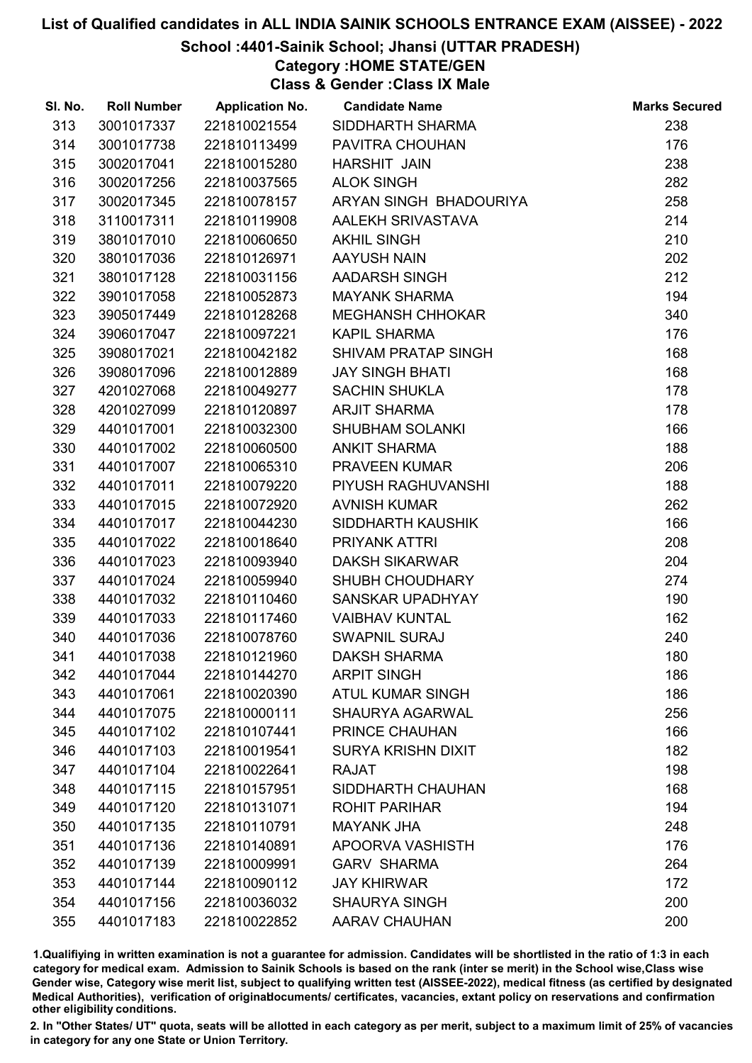# List of Qualified candidates in ALL INDIA SAINIK SCHOOLS ENTRANCE EXAM (AISSEE) - 2022

## School :4401-Sainik School; Jhansi (UTTAR PRADESH)

### Category :HOME STATE/GEN

### Class & Gender :Class IX Male

| Sl. No. | Roll Number | Application No. | Candidate Name | Marks Secured |
|---|---|---|---|---|
| 313 | 3001017337 | 221810021554 | SIDDHARTH SHARMA | 238 |
| 314 | 3001017738 | 221810113499 | PAVITRA CHOUHAN | 176 |
| 315 | 3002017041 | 221810015280 | HARSHIT JAIN | 238 |
| 316 | 3002017256 | 221810037565 | ALOK SINGH | 282 |
| 317 | 3002017345 | 221810078157 | ARYAN SINGH BHADOURIYA | 258 |
| 318 | 3110017311 | 221810119908 | AALEKH SRIVASTAVA | 214 |
| 319 | 3801017010 | 221810060650 | AKHIL SINGH | 210 |
| 320 | 3801017036 | 221810126971 | AAYUSH NAIN | 202 |
| 321 | 3801017128 | 221810031156 | AADARSH SINGH | 212 |
| 322 | 3901017058 | 221810052873 | MAYANK SHARMA | 194 |
| 323 | 3905017449 | 221810128268 | MEGHANSH CHHOKAR | 340 |
| 324 | 3906017047 | 221810097221 | KAPIL SHARMA | 176 |
| 325 | 3908017021 | 221810042182 | SHIVAM PRATAP SINGH | 168 |
| 326 | 3908017096 | 221810012889 | JAY SINGH BHATI | 168 |
| 327 | 4201027068 | 221810049277 | SACHIN SHUKLA | 178 |
| 328 | 4201027099 | 221810120897 | ARJIT SHARMA | 178 |
| 329 | 4401017001 | 221810032300 | SHUBHAM SOLANKI | 166 |
| 330 | 4401017002 | 221810060500 | ANKIT SHARMA | 188 |
| 331 | 4401017007 | 221810065310 | PRAVEEN KUMAR | 206 |
| 332 | 4401017011 | 221810079220 | PIYUSH RAGHUVANSHI | 188 |
| 333 | 4401017015 | 221810072920 | AVNISH KUMAR | 262 |
| 334 | 4401017017 | 221810044230 | SIDDHARTH KAUSHIK | 166 |
| 335 | 4401017022 | 221810018640 | PRIYANK ATTRI | 208 |
| 336 | 4401017023 | 221810093940 | DAKSH SIKARWAR | 204 |
| 337 | 4401017024 | 221810059940 | SHUBH CHOUDHARY | 274 |
| 338 | 4401017032 | 221810110460 | SANSKAR UPADHYAY | 190 |
| 339 | 4401017033 | 221810117460 | VAIBHAV KUNTAL | 162 |
| 340 | 4401017036 | 221810078760 | SWAPNIL SURAJ | 240 |
| 341 | 4401017038 | 221810121960 | DAKSH SHARMA | 180 |
| 342 | 4401017044 | 221810144270 | ARPIT SINGH | 186 |
| 343 | 4401017061 | 221810020390 | ATUL KUMAR SINGH | 186 |
| 344 | 4401017075 | 221810000111 | SHAURYA AGARWAL | 256 |
| 345 | 4401017102 | 221810107441 | PRINCE CHAUHAN | 166 |
| 346 | 4401017103 | 221810019541 | SURYA KRISHN DIXIT | 182 |
| 347 | 4401017104 | 221810022641 | RAJAT | 198 |
| 348 | 4401017115 | 221810157951 | SIDDHARTH CHAUHAN | 168 |
| 349 | 4401017120 | 221810131071 | ROHIT PARIHAR | 194 |
| 350 | 4401017135 | 221810110791 | MAYANK JHA | 248 |
| 351 | 4401017136 | 221810140891 | APOORVA VASHISTH | 176 |
| 352 | 4401017139 | 221810009991 | GARV SHARMA | 264 |
| 353 | 4401017144 | 221810090112 | JAY KHIRWAR | 172 |
| 354 | 4401017156 | 221810036032 | SHAURYA SINGH | 200 |
| 355 | 4401017183 | 221810022852 | AARAV CHAUHAN | 200 |

1.Qualifiying in written examination is not a guarantee for admission. Candidates will be shortlisted in the ratio of 1:3 in each category for medical exam. Admission to Sainik Schools is based on the rank (inter se merit) in the School wise,Class wise Gender wise, Category wise merit list, subject to qualifying written test (AISSEE-2022), medical fitness (as certified by designated Medical Authorities), verification of originaldocuments/ certificates, vacancies, extant policy on reservations and confirmation other eligibility conditions.

2. In "Other States/ UT" quota, seats will be allotted in each category as per merit, subject to a maximum limit of 25% of vacancies in category for any one State or Union Territory.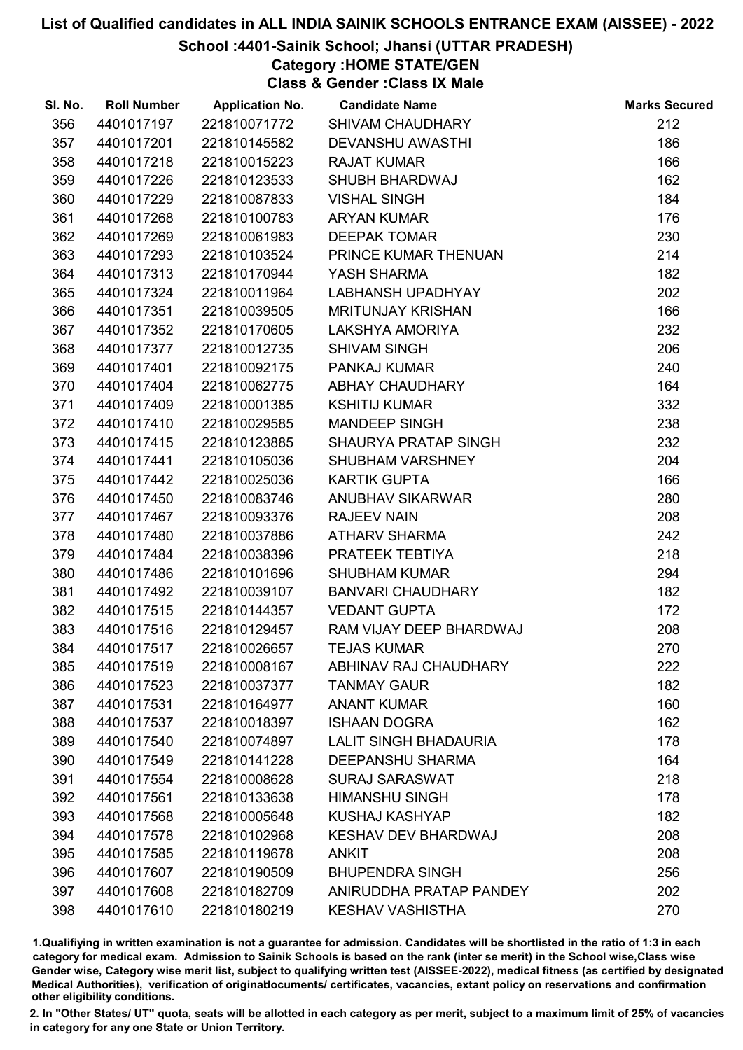# List of Qualified candidates in ALL INDIA SAINIK SCHOOLS ENTRANCE EXAM (AISSEE) - 2022

## School :4401-Sainik School; Jhansi (UTTAR PRADESH)

### Category :HOME STATE/GEN

### Class & Gender :Class IX Male

| Sl. No. | Roll Number | Application No. | Candidate Name | Marks Secured |
|---|---|---|---|---|
| 356 | 4401017197 | 221810071772 | SHIVAM CHAUDHARY | 212 |
| 357 | 4401017201 | 221810145582 | DEVANSHU AWASTHI | 186 |
| 358 | 4401017218 | 221810015223 | RAJAT KUMAR | 166 |
| 359 | 4401017226 | 221810123533 | SHUBH BHARDWAJ | 162 |
| 360 | 4401017229 | 221810087833 | VISHAL SINGH | 184 |
| 361 | 4401017268 | 221810100783 | ARYAN KUMAR | 176 |
| 362 | 4401017269 | 221810061983 | DEEPAK TOMAR | 230 |
| 363 | 4401017293 | 221810103524 | PRINCE KUMAR THENUAN | 214 |
| 364 | 4401017313 | 221810170944 | YASH SHARMA | 182 |
| 365 | 4401017324 | 221810011964 | LABHANSH UPADHYAY | 202 |
| 366 | 4401017351 | 221810039505 | MRITUNJAY KRISHAN | 166 |
| 367 | 4401017352 | 221810170605 | LAKSHYA AMORIYA | 232 |
| 368 | 4401017377 | 221810012735 | SHIVAM SINGH | 206 |
| 369 | 4401017401 | 221810092175 | PANKAJ KUMAR | 240 |
| 370 | 4401017404 | 221810062775 | ABHAY CHAUDHARY | 164 |
| 371 | 4401017409 | 221810001385 | KSHITIJ KUMAR | 332 |
| 372 | 4401017410 | 221810029585 | MANDEEP SINGH | 238 |
| 373 | 4401017415 | 221810123885 | SHAURYA PRATAP SINGH | 232 |
| 374 | 4401017441 | 221810105036 | SHUBHAM VARSHNEY | 204 |
| 375 | 4401017442 | 221810025036 | KARTIK GUPTA | 166 |
| 376 | 4401017450 | 221810083746 | ANUBHAV SIKARWAR | 280 |
| 377 | 4401017467 | 221810093376 | RAJEEV NAIN | 208 |
| 378 | 4401017480 | 221810037886 | ATHARV SHARMA | 242 |
| 379 | 4401017484 | 221810038396 | PRATEEK TEBTIYA | 218 |
| 380 | 4401017486 | 221810101696 | SHUBHAM KUMAR | 294 |
| 381 | 4401017492 | 221810039107 | BANVARI CHAUDHARY | 182 |
| 382 | 4401017515 | 221810144357 | VEDANT GUPTA | 172 |
| 383 | 4401017516 | 221810129457 | RAM VIJAY DEEP BHARDWAJ | 208 |
| 384 | 4401017517 | 221810026657 | TEJAS KUMAR | 270 |
| 385 | 4401017519 | 221810008167 | ABHINAV RAJ CHAUDHARY | 222 |
| 386 | 4401017523 | 221810037377 | TANMAY GAUR | 182 |
| 387 | 4401017531 | 221810164977 | ANANT KUMAR | 160 |
| 388 | 4401017537 | 221810018397 | ISHAAN DOGRA | 162 |
| 389 | 4401017540 | 221810074897 | LALIT SINGH BHADAURIA | 178 |
| 390 | 4401017549 | 221810141228 | DEEPANSHU SHARMA | 164 |
| 391 | 4401017554 | 221810008628 | SURAJ SARASWAT | 218 |
| 392 | 4401017561 | 221810133638 | HIMANSHU SINGH | 178 |
| 393 | 4401017568 | 221810005648 | KUSHAJ KASHYAP | 182 |
| 394 | 4401017578 | 221810102968 | KESHAV DEV BHARDWAJ | 208 |
| 395 | 4401017585 | 221810119678 | ANKIT | 208 |
| 396 | 4401017607 | 221810190509 | BHUPENDRA SINGH | 256 |
| 397 | 4401017608 | 221810182709 | ANIRUDDHA PRATAP PANDEY | 202 |
| 398 | 4401017610 | 221810180219 | KESHAV VASHISTHA | 270 |

1.Qualifiying in written examination is not a guarantee for admission. Candidates will be shortlisted in the ratio of 1:3 in each category for medical exam. Admission to Sainik Schools is based on the rank (inter se merit) in the School wise,Class wise Gender wise, Category wise merit list, subject to qualifying written test (AISSEE-2022), medical fitness (as certified by designated Medical Authorities), verification of originaldocuments/ certificates, vacancies, extant policy on reservations and confirmation other eligibility conditions.

2. In "Other States/ UT" quota, seats will be allotted in each category as per merit, subject to a maximum limit of 25% of vacancies in category for any one State or Union Territory.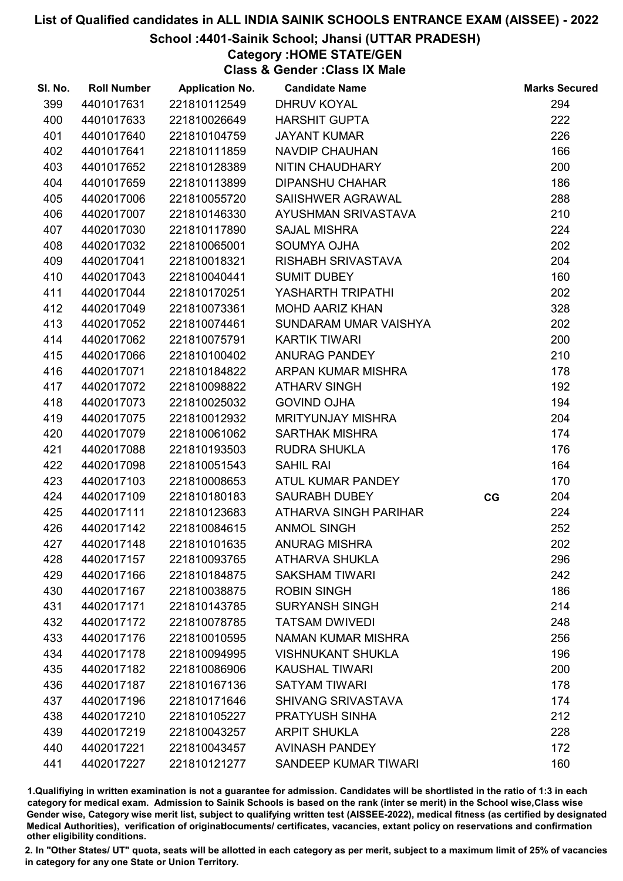# List of Qualified candidates in ALL INDIA SAINIK SCHOOLS ENTRANCE EXAM (AISSEE) - 2022

## School :4401-Sainik School; Jhansi (UTTAR PRADESH)

### Category :HOME STATE/GEN

### Class & Gender :Class IX Male

| Sl. No. | Roll Number | Application No. | Candidate Name | | Marks Secured |
|---|---|---|---|---|---|
| 399 | 4401017631 | 221810112549 | DHRUV KOYAL | | 294 |
| 400 | 4401017633 | 221810026649 | HARSHIT GUPTA | | 222 |
| 401 | 4401017640 | 221810104759 | JAYANT KUMAR | | 226 |
| 402 | 4401017641 | 221810111859 | NAVDIP CHAUHAN | | 166 |
| 403 | 4401017652 | 221810128389 | NITIN CHAUDHARY | | 200 |
| 404 | 4401017659 | 221810113899 | DIPANSHU CHAHAR | | 186 |
| 405 | 4402017006 | 221810055720 | SAIISHWER AGRAWAL | | 288 |
| 406 | 4402017007 | 221810146330 | AYUSHMAN SRIVASTAVA | | 210 |
| 407 | 4402017030 | 221810117890 | SAJAL MISHRA | | 224 |
| 408 | 4402017032 | 221810065001 | SOUMYA OJHA | | 202 |
| 409 | 4402017041 | 221810018321 | RISHABH SRIVASTAVA | | 204 |
| 410 | 4402017043 | 221810040441 | SUMIT DUBEY | | 160 |
| 411 | 4402017044 | 221810170251 | YASHARTH TRIPATHI | | 202 |
| 412 | 4402017049 | 221810073361 | MOHD AARIZ KHAN | | 328 |
| 413 | 4402017052 | 221810074461 | SUNDARAM UMAR VAISHYA | | 202 |
| 414 | 4402017062 | 221810075791 | KARTIK TIWARI | | 200 |
| 415 | 4402017066 | 221810100402 | ANURAG PANDEY | | 210 |
| 416 | 4402017071 | 221810184822 | ARPAN KUMAR MISHRA | | 178 |
| 417 | 4402017072 | 221810098822 | ATHARV SINGH | | 192 |
| 418 | 4402017073 | 221810025032 | GOVIND OJHA | | 194 |
| 419 | 4402017075 | 221810012932 | MRITYUNJAY MISHRA | | 204 |
| 420 | 4402017079 | 221810061062 | SARTHAK MISHRA | | 174 |
| 421 | 4402017088 | 221810193503 | RUDRA SHUKLA | | 176 |
| 422 | 4402017098 | 221810051543 | SAHIL RAI | | 164 |
| 423 | 4402017103 | 221810008653 | ATUL KUMAR PANDEY | | 170 |
| 424 | 4402017109 | 221810180183 | SAURABH DUBEY | CG | 204 |
| 425 | 4402017111 | 221810123683 | ATHARVA SINGH PARIHAR | | 224 |
| 426 | 4402017142 | 221810084615 | ANMOL SINGH | | 252 |
| 427 | 4402017148 | 221810101635 | ANURAG MISHRA | | 202 |
| 428 | 4402017157 | 221810093765 | ATHARVA SHUKLA | | 296 |
| 429 | 4402017166 | 221810184875 | SAKSHAM TIWARI | | 242 |
| 430 | 4402017167 | 221810038875 | ROBIN SINGH | | 186 |
| 431 | 4402017171 | 221810143785 | SURYANSH SINGH | | 214 |
| 432 | 4402017172 | 221810078785 | TATSAM DWIVEDI | | 248 |
| 433 | 4402017176 | 221810010595 | NAMAN KUMAR MISHRA | | 256 |
| 434 | 4402017178 | 221810094995 | VISHNUKANT SHUKLA | | 196 |
| 435 | 4402017182 | 221810086906 | KAUSHAL TIWARI | | 200 |
| 436 | 4402017187 | 221810167136 | SATYAM TIWARI | | 178 |
| 437 | 4402017196 | 221810171646 | SHIVANG SRIVASTAVA | | 174 |
| 438 | 4402017210 | 221810105227 | PRATYUSH SINHA | | 212 |
| 439 | 4402017219 | 221810043257 | ARPIT SHUKLA | | 228 |
| 440 | 4402017221 | 221810043457 | AVINASH PANDEY | | 172 |
| 441 | 4402017227 | 221810121277 | SANDEEP KUMAR TIWARI | | 160 |

1.Qualifiying in written examination is not a guarantee for admission. Candidates will be shortlisted in the ratio of 1:3 in each category for medical exam. Admission to Sainik Schools is based on the rank (inter se merit) in the School wise,Class wise Gender wise, Category wise merit list, subject to qualifying written test (AISSEE-2022), medical fitness (as certified by designated Medical Authorities), verification of originaldocuments/ certificates, vacancies, extant policy on reservations and confirmation other eligibility conditions.

2. In "Other States/ UT" quota, seats will be allotted in each category as per merit, subject to a maximum limit of 25% of vacancies in category for any one State or Union Territory.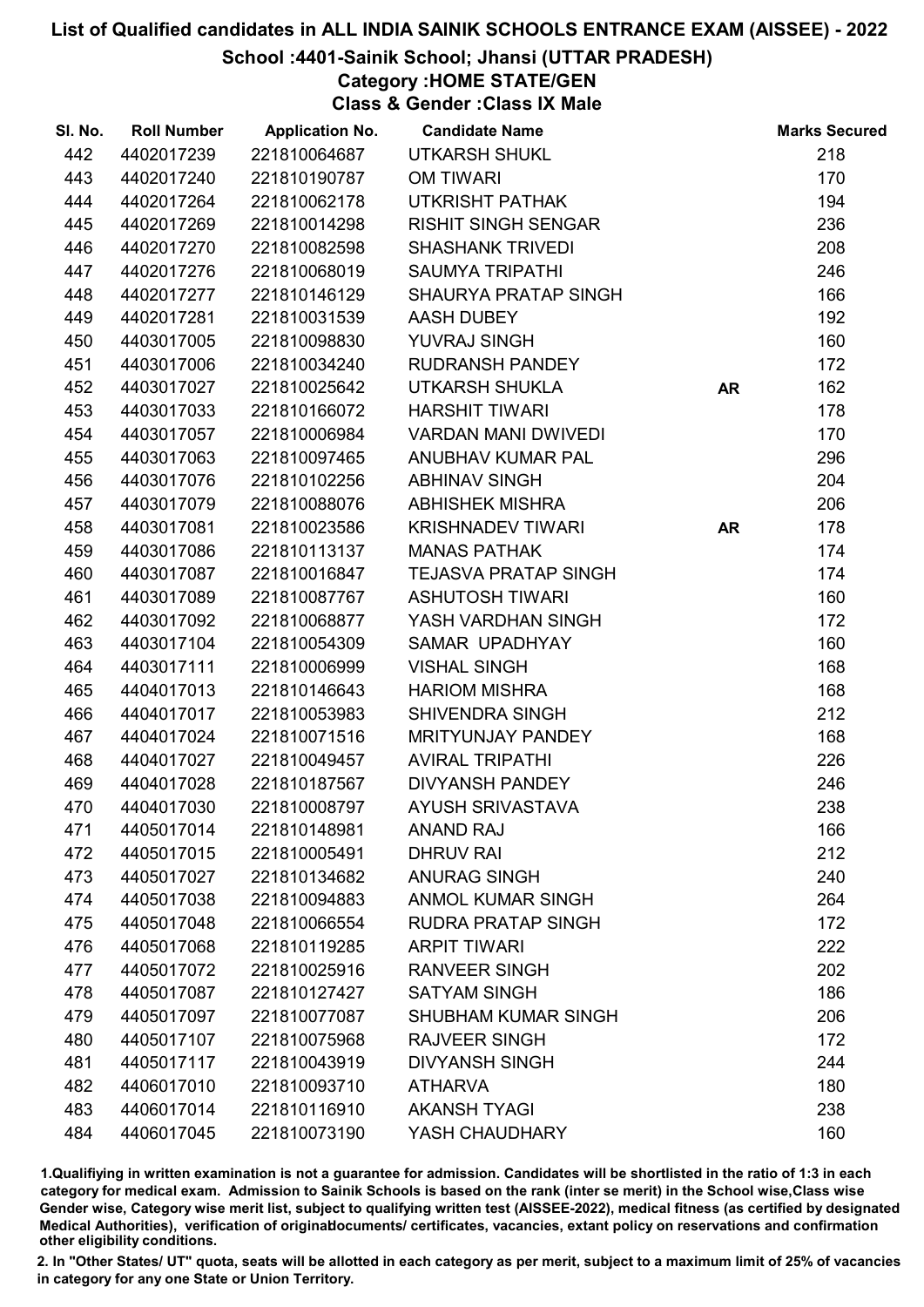# List of Qualified candidates in ALL INDIA SAINIK SCHOOLS ENTRANCE EXAM (AISSEE) - 2022

## School :4401-Sainik School; Jhansi (UTTAR PRADESH)

### Category :HOME STATE/GEN

### Class & Gender :Class IX Male

| Sl. No. | Roll Number | Application No. | Candidate Name | | Marks Secured |
|---|---|---|---|---|---|
| 442 | 4402017239 | 221810064687 | UTKARSH SHUKL | | 218 |
| 443 | 4402017240 | 221810190787 | OM TIWARI | | 170 |
| 444 | 4402017264 | 221810062178 | UTKRISHT PATHAK | | 194 |
| 445 | 4402017269 | 221810014298 | RISHIT SINGH SENGAR | | 236 |
| 446 | 4402017270 | 221810082598 | SHASHANK TRIVEDI | | 208 |
| 447 | 4402017276 | 221810068019 | SAUMYA TRIPATHI | | 246 |
| 448 | 4402017277 | 221810146129 | SHAURYA PRATAP SINGH | | 166 |
| 449 | 4402017281 | 221810031539 | AASH DUBEY | | 192 |
| 450 | 4403017005 | 221810098830 | YUVRAJ SINGH | | 160 |
| 451 | 4403017006 | 221810034240 | RUDRANSH PANDEY | | 172 |
| 452 | 4403017027 | 221810025642 | UTKARSH SHUKLA | AR | 162 |
| 453 | 4403017033 | 221810166072 | HARSHIT TIWARI | | 178 |
| 454 | 4403017057 | 221810006984 | VARDAN MANI DWIVEDI | | 170 |
| 455 | 4403017063 | 221810097465 | ANUBHAV KUMAR PAL | | 296 |
| 456 | 4403017076 | 221810102256 | ABHINAV SINGH | | 204 |
| 457 | 4403017079 | 221810088076 | ABHISHEK MISHRA | | 206 |
| 458 | 4403017081 | 221810023586 | KRISHNADEV TIWARI | AR | 178 |
| 459 | 4403017086 | 221810113137 | MANAS PATHAK | | 174 |
| 460 | 4403017087 | 221810016847 | TEJASVA PRATAP SINGH | | 174 |
| 461 | 4403017089 | 221810087767 | ASHUTOSH TIWARI | | 160 |
| 462 | 4403017092 | 221810068877 | YASH VARDHAN SINGH | | 172 |
| 463 | 4403017104 | 221810054309 | SAMAR UPADHYAY | | 160 |
| 464 | 4403017111 | 221810006999 | VISHAL SINGH | | 168 |
| 465 | 4404017013 | 221810146643 | HARIOM MISHRA | | 168 |
| 466 | 4404017017 | 221810053983 | SHIVENDRA SINGH | | 212 |
| 467 | 4404017024 | 221810071516 | MRITYUNJAY PANDEY | | 168 |
| 468 | 4404017027 | 221810049457 | AVIRAL TRIPATHI | | 226 |
| 469 | 4404017028 | 221810187567 | DIVYANSH PANDEY | | 246 |
| 470 | 4404017030 | 221810008797 | AYUSH SRIVASTAVA | | 238 |
| 471 | 4405017014 | 221810148981 | ANAND RAJ | | 166 |
| 472 | 4405017015 | 221810005491 | DHRUV RAI | | 212 |
| 473 | 4405017027 | 221810134682 | ANURAG SINGH | | 240 |
| 474 | 4405017038 | 221810094883 | ANMOL KUMAR SINGH | | 264 |
| 475 | 4405017048 | 221810066554 | RUDRA PRATAP SINGH | | 172 |
| 476 | 4405017068 | 221810119285 | ARPIT TIWARI | | 222 |
| 477 | 4405017072 | 221810025916 | RANVEER SINGH | | 202 |
| 478 | 4405017087 | 221810127427 | SATYAM SINGH | | 186 |
| 479 | 4405017097 | 221810077087 | SHUBHAM KUMAR SINGH | | 206 |
| 480 | 4405017107 | 221810075968 | RAJVEER SINGH | | 172 |
| 481 | 4405017117 | 221810043919 | DIVYANSH SINGH | | 244 |
| 482 | 4406017010 | 221810093710 | ATHARVA | | 180 |
| 483 | 4406017014 | 221810116910 | AKANSH TYAGI | | 238 |
| 484 | 4406017045 | 221810073190 | YASH CHAUDHARY | | 160 |

1.Qualifiying in written examination is not a guarantee for admission. Candidates will be shortlisted in the ratio of 1:3 in each category for medical exam. Admission to Sainik Schools is based on the rank (inter se merit) in the School wise,Class wise Gender wise, Category wise merit list, subject to qualifying written test (AISSEE-2022), medical fitness (as certified by designated Medical Authorities), verification of originaldocuments/ certificates, vacancies, extant policy on reservations and confirmation other eligibility conditions.

2. In "Other States/ UT" quota, seats will be allotted in each category as per merit, subject to a maximum limit of 25% of vacancies in category for any one State or Union Territory.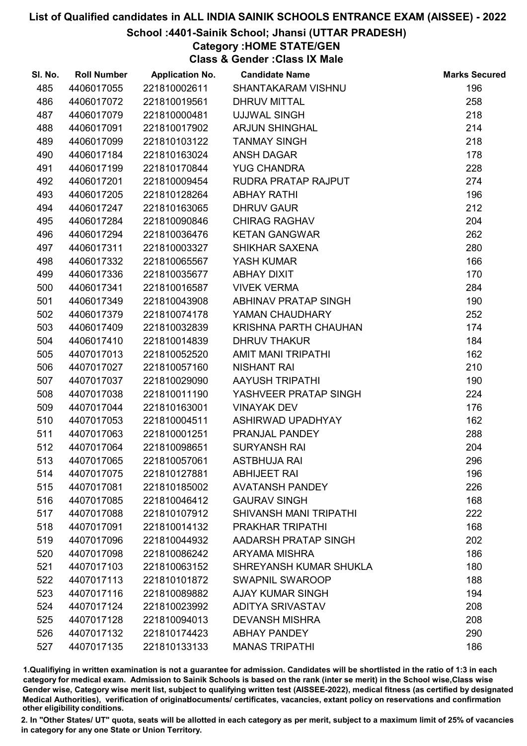# List of Qualified candidates in ALL INDIA SAINIK SCHOOLS ENTRANCE EXAM (AISSEE) - 2022

## School :4401-Sainik School; Jhansi (UTTAR PRADESH)

### Category :HOME STATE/GEN

### Class & Gender :Class IX Male

| Sl. No. | Roll Number | Application No. | Candidate Name | Marks Secured |
|---|---|---|---|---|
| 485 | 4406017055 | 221810002611 | SHANTAKARAM VISHNU | 196 |
| 486 | 4406017072 | 221810019561 | DHRUV MITTAL | 258 |
| 487 | 4406017079 | 221810000481 | UJJWAL SINGH | 218 |
| 488 | 4406017091 | 221810017902 | ARJUN SHINGHAL | 214 |
| 489 | 4406017099 | 221810103122 | TANMAY SINGH | 218 |
| 490 | 4406017184 | 221810163024 | ANSH DAGAR | 178 |
| 491 | 4406017199 | 221810170844 | YUG CHANDRA | 228 |
| 492 | 4406017201 | 221810009454 | RUDRA PRATAP RAJPUT | 274 |
| 493 | 4406017205 | 221810128264 | ABHAY RATHI | 196 |
| 494 | 4406017247 | 221810163065 | DHRUV GAUR | 212 |
| 495 | 4406017284 | 221810090846 | CHIRAG RAGHAV | 204 |
| 496 | 4406017294 | 221810036476 | KETAN GANGWAR | 262 |
| 497 | 4406017311 | 221810003327 | SHIKHAR SAXENA | 280 |
| 498 | 4406017332 | 221810065567 | YASH KUMAR | 166 |
| 499 | 4406017336 | 221810035677 | ABHAY DIXIT | 170 |
| 500 | 4406017341 | 221810016587 | VIVEK VERMA | 284 |
| 501 | 4406017349 | 221810043908 | ABHINAV PRATAP SINGH | 190 |
| 502 | 4406017379 | 221810074178 | YAMAN CHAUDHARY | 252 |
| 503 | 4406017409 | 221810032839 | KRISHNA PARTH CHAUHAN | 174 |
| 504 | 4406017410 | 221810014839 | DHRUV THAKUR | 184 |
| 505 | 4407017013 | 221810052520 | AMIT MANI TRIPATHI | 162 |
| 506 | 4407017027 | 221810057160 | NISHANT RAI | 210 |
| 507 | 4407017037 | 221810029090 | AAYUSH TRIPATHI | 190 |
| 508 | 4407017038 | 221810011190 | YASHVEER PRATAP SINGH | 224 |
| 509 | 4407017044 | 221810163001 | VINAYAK DEV | 176 |
| 510 | 4407017053 | 221810004511 | ASHIRWAD UPADHYAY | 162 |
| 511 | 4407017063 | 221810001251 | PRANJAL PANDEY | 288 |
| 512 | 4407017064 | 221810098651 | SURYANSH RAI | 204 |
| 513 | 4407017065 | 221810057061 | ASTBHUJA RAI | 296 |
| 514 | 4407017075 | 221810127881 | ABHIJEET RAI | 196 |
| 515 | 4407017081 | 221810185002 | AVATANSH PANDEY | 226 |
| 516 | 4407017085 | 221810046412 | GAURAV SINGH | 168 |
| 517 | 4407017088 | 221810107912 | SHIVANSH MANI TRIPATHI | 222 |
| 518 | 4407017091 | 221810014132 | PRAKHAR TRIPATHI | 168 |
| 519 | 4407017096 | 221810044932 | AADARSH PRATAP SINGH | 202 |
| 520 | 4407017098 | 221810086242 | ARYAMA MISHRA | 186 |
| 521 | 4407017103 | 221810063152 | SHREYANSH KUMAR SHUKLA | 180 |
| 522 | 4407017113 | 221810101872 | SWAPNIL SWAROOP | 188 |
| 523 | 4407017116 | 221810089882 | AJAY KUMAR SINGH | 194 |
| 524 | 4407017124 | 221810023992 | ADITYA SRIVASTAV | 208 |
| 525 | 4407017128 | 221810094013 | DEVANSH MISHRA | 208 |
| 526 | 4407017132 | 221810174423 | ABHAY PANDEY | 290 |
| 527 | 4407017135 | 221810133133 | MANAS TRIPATHI | 186 |

1.Qualifiying in written examination is not a guarantee for admission. Candidates will be shortlisted in the ratio of 1:3 in each category for medical exam. Admission to Sainik Schools is based on the rank (inter se merit) in the School wise,Class wise Gender wise, Category wise merit list, subject to qualifying written test (AISSEE-2022), medical fitness (as certified by designated Medical Authorities), verification of originaldocuments/ certificates, vacancies, extant policy on reservations and confirmation other eligibility conditions.

2. In "Other States/ UT" quota, seats will be allotted in each category as per merit, subject to a maximum limit of 25% of vacancies in category for any one State or Union Territory.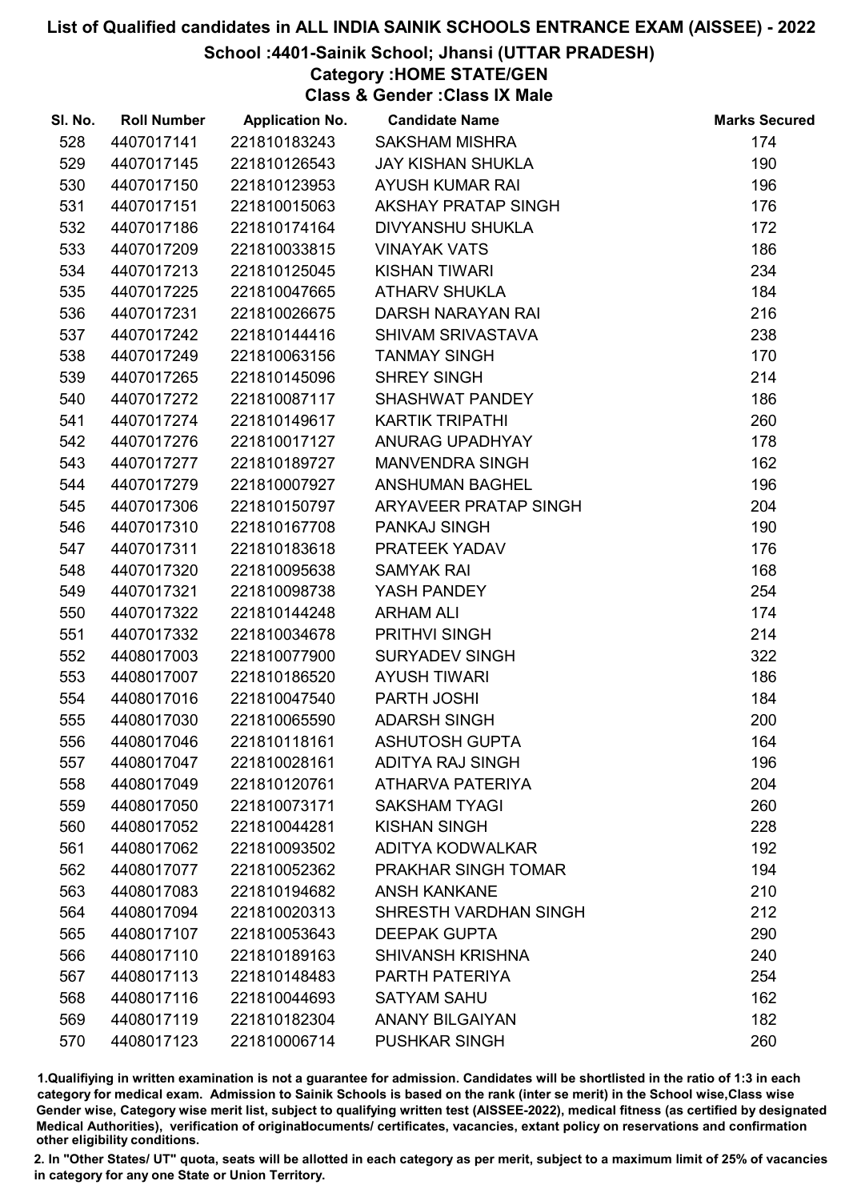# List of Qualified candidates in ALL INDIA SAINIK SCHOOLS ENTRANCE EXAM (AISSEE) - 2022

## School :4401-Sainik School; Jhansi (UTTAR PRADESH)

### Category :HOME STATE/GEN

### Class & Gender :Class IX Male

| Sl. No. | Roll Number | Application No. | Candidate Name | Marks Secured |
|---|---|---|---|---|
| 528 | 4407017141 | 221810183243 | SAKSHAM MISHRA | 174 |
| 529 | 4407017145 | 221810126543 | JAY KISHAN SHUKLA | 190 |
| 530 | 4407017150 | 221810123953 | AYUSH KUMAR RAI | 196 |
| 531 | 4407017151 | 221810015063 | AKSHAY PRATAP SINGH | 176 |
| 532 | 4407017186 | 221810174164 | DIVYANSHU SHUKLA | 172 |
| 533 | 4407017209 | 221810033815 | VINAYAK VATS | 186 |
| 534 | 4407017213 | 221810125045 | KISHAN TIWARI | 234 |
| 535 | 4407017225 | 221810047665 | ATHARV SHUKLA | 184 |
| 536 | 4407017231 | 221810026675 | DARSH NARAYAN RAI | 216 |
| 537 | 4407017242 | 221810144416 | SHIVAM SRIVASTAVA | 238 |
| 538 | 4407017249 | 221810063156 | TANMAY SINGH | 170 |
| 539 | 4407017265 | 221810145096 | SHREY SINGH | 214 |
| 540 | 4407017272 | 221810087117 | SHASHWAT PANDEY | 186 |
| 541 | 4407017274 | 221810149617 | KARTIK TRIPATHI | 260 |
| 542 | 4407017276 | 221810017127 | ANURAG UPADHYAY | 178 |
| 543 | 4407017277 | 221810189727 | MANVENDRA SINGH | 162 |
| 544 | 4407017279 | 221810007927 | ANSHUMAN BAGHEL | 196 |
| 545 | 4407017306 | 221810150797 | ARYAVEER PRATAP SINGH | 204 |
| 546 | 4407017310 | 221810167708 | PANKAJ SINGH | 190 |
| 547 | 4407017311 | 221810183618 | PRATEEK YADAV | 176 |
| 548 | 4407017320 | 221810095638 | SAMYAK RAI | 168 |
| 549 | 4407017321 | 221810098738 | YASH PANDEY | 254 |
| 550 | 4407017322 | 221810144248 | ARHAM ALI | 174 |
| 551 | 4407017332 | 221810034678 | PRITHVI SINGH | 214 |
| 552 | 4408017003 | 221810077900 | SURYADEV SINGH | 322 |
| 553 | 4408017007 | 221810186520 | AYUSH TIWARI | 186 |
| 554 | 4408017016 | 221810047540 | PARTH JOSHI | 184 |
| 555 | 4408017030 | 221810065590 | ADARSH SINGH | 200 |
| 556 | 4408017046 | 221810118161 | ASHUTOSH GUPTA | 164 |
| 557 | 4408017047 | 221810028161 | ADITYA RAJ SINGH | 196 |
| 558 | 4408017049 | 221810120761 | ATHARVA PATERIYA | 204 |
| 559 | 4408017050 | 221810073171 | SAKSHAM TYAGI | 260 |
| 560 | 4408017052 | 221810044281 | KISHAN SINGH | 228 |
| 561 | 4408017062 | 221810093502 | ADITYA KODWALKAR | 192 |
| 562 | 4408017077 | 221810052362 | PRAKHAR SINGH TOMAR | 194 |
| 563 | 4408017083 | 221810194682 | ANSH KANKANE | 210 |
| 564 | 4408017094 | 221810020313 | SHRESTH VARDHAN SINGH | 212 |
| 565 | 4408017107 | 221810053643 | DEEPAK GUPTA | 290 |
| 566 | 4408017110 | 221810189163 | SHIVANSH KRISHNA | 240 |
| 567 | 4408017113 | 221810148483 | PARTH PATERIYA | 254 |
| 568 | 4408017116 | 221810044693 | SATYAM SAHU | 162 |
| 569 | 4408017119 | 221810182304 | ANANY BILGAIYAN | 182 |
| 570 | 4408017123 | 221810006714 | PUSHKAR SINGH | 260 |

1.Qualifiying in written examination is not a guarantee for admission. Candidates will be shortlisted in the ratio of 1:3 in each category for medical exam. Admission to Sainik Schools is based on the rank (inter se merit) in the School wise,Class wise Gender wise, Category wise merit list, subject to qualifying written test (AISSEE-2022), medical fitness (as certified by designated Medical Authorities), verification of originaldocuments/ certificates, vacancies, extant policy on reservations and confirmation other eligibility conditions.

2. In "Other States/ UT" quota, seats will be allotted in each category as per merit, subject to a maximum limit of 25% of vacancies in category for any one State or Union Territory.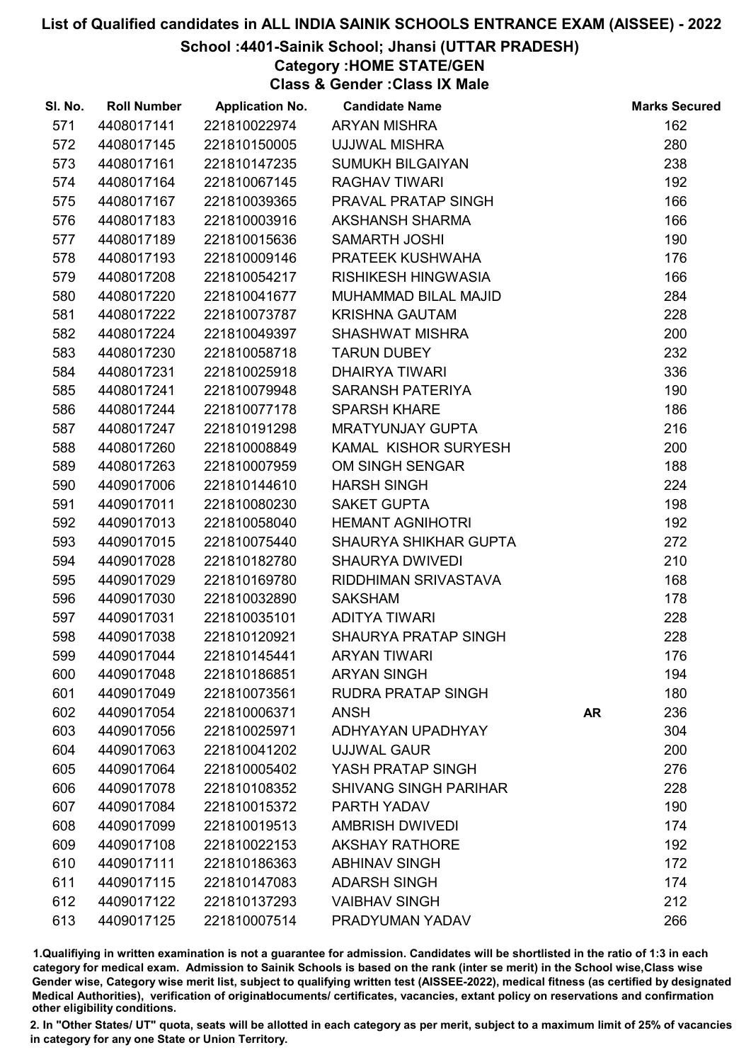# List of Qualified candidates in ALL INDIA SAINIK SCHOOLS ENTRANCE EXAM (AISSEE) - 2022

## School :4401-Sainik School; Jhansi (UTTAR PRADESH)

### Category :HOME STATE/GEN

### Class & Gender :Class IX Male

| Sl. No. | Roll Number | Application No. | Candidate Name | | Marks Secured |
|---|---|---|---|---|---|
| 571 | 4408017141 | 221810022974 | ARYAN MISHRA | | 162 |
| 572 | 4408017145 | 221810150005 | UJJWAL MISHRA | | 280 |
| 573 | 4408017161 | 221810147235 | SUMUKH BILGAIYAN | | 238 |
| 574 | 4408017164 | 221810067145 | RAGHAV TIWARI | | 192 |
| 575 | 4408017167 | 221810039365 | PRAVAL PRATAP SINGH | | 166 |
| 576 | 4408017183 | 221810003916 | AKSHANSH SHARMA | | 166 |
| 577 | 4408017189 | 221810015636 | SAMARTH JOSHI | | 190 |
| 578 | 4408017193 | 221810009146 | PRATEEK KUSHWAHA | | 176 |
| 579 | 4408017208 | 221810054217 | RISHIKESH HINGWASIA | | 166 |
| 580 | 4408017220 | 221810041677 | MUHAMMAD BILAL MAJID | | 284 |
| 581 | 4408017222 | 221810073787 | KRISHNA GAUTAM | | 228 |
| 582 | 4408017224 | 221810049397 | SHASHWAT MISHRA | | 200 |
| 583 | 4408017230 | 221810058718 | TARUN DUBEY | | 232 |
| 584 | 4408017231 | 221810025918 | DHAIRYA TIWARI | | 336 |
| 585 | 4408017241 | 221810079948 | SARANSH PATERIYA | | 190 |
| 586 | 4408017244 | 221810077178 | SPARSH KHARE | | 186 |
| 587 | 4408017247 | 221810191298 | MRATYUNJAY GUPTA | | 216 |
| 588 | 4408017260 | 221810008849 | KAMAL KISHOR SURYESH | | 200 |
| 589 | 4408017263 | 221810007959 | OM SINGH SENGAR | | 188 |
| 590 | 4409017006 | 221810144610 | HARSH SINGH | | 224 |
| 591 | 4409017011 | 221810080230 | SAKET GUPTA | | 198 |
| 592 | 4409017013 | 221810058040 | HEMANT AGNIHOTRI | | 192 |
| 593 | 4409017015 | 221810075440 | SHAURYA SHIKHAR GUPTA | | 272 |
| 594 | 4409017028 | 221810182780 | SHAURYA DWIVEDI | | 210 |
| 595 | 4409017029 | 221810169780 | RIDDHIMAN SRIVASTAVA | | 168 |
| 596 | 4409017030 | 221810032890 | SAKSHAM | | 178 |
| 597 | 4409017031 | 221810035101 | ADITYA TIWARI | | 228 |
| 598 | 4409017038 | 221810120921 | SHAURYA PRATAP SINGH | | 228 |
| 599 | 4409017044 | 221810145441 | ARYAN TIWARI | | 176 |
| 600 | 4409017048 | 221810186851 | ARYAN SINGH | | 194 |
| 601 | 4409017049 | 221810073561 | RUDRA PRATAP SINGH | | 180 |
| 602 | 4409017054 | 221810006371 | ANSH | AR | 236 |
| 603 | 4409017056 | 221810025971 | ADHYAYAN UPADHYAY | | 304 |
| 604 | 4409017063 | 221810041202 | UJJWAL GAUR | | 200 |
| 605 | 4409017064 | 221810005402 | YASH PRATAP SINGH | | 276 |
| 606 | 4409017078 | 221810108352 | SHIVANG SINGH PARIHAR | | 228 |
| 607 | 4409017084 | 221810015372 | PARTH YADAV | | 190 |
| 608 | 4409017099 | 221810019513 | AMBRISH DWIVEDI | | 174 |
| 609 | 4409017108 | 221810022153 | AKSHAY RATHORE | | 192 |
| 610 | 4409017111 | 221810186363 | ABHINAV SINGH | | 172 |
| 611 | 4409017115 | 221810147083 | ADARSH SINGH | | 174 |
| 612 | 4409017122 | 221810137293 | VAIBHAV SINGH | | 212 |
| 613 | 4409017125 | 221810007514 | PRADYUMAN YADAV | | 266 |

1.Qualifiying in written examination is not a guarantee for admission. Candidates will be shortlisted in the ratio of 1:3 in each category for medical exam. Admission to Sainik Schools is based on the rank (inter se merit) in the School wise,Class wise Gender wise, Category wise merit list, subject to qualifying written test (AISSEE-2022), medical fitness (as certified by designated Medical Authorities), verification of originaldocuments/ certificates, vacancies, extant policy on reservations and confirmation other eligibility conditions.

2. In "Other States/ UT" quota, seats will be allotted in each category as per merit, subject to a maximum limit of 25% of vacancies in category for any one State or Union Territory.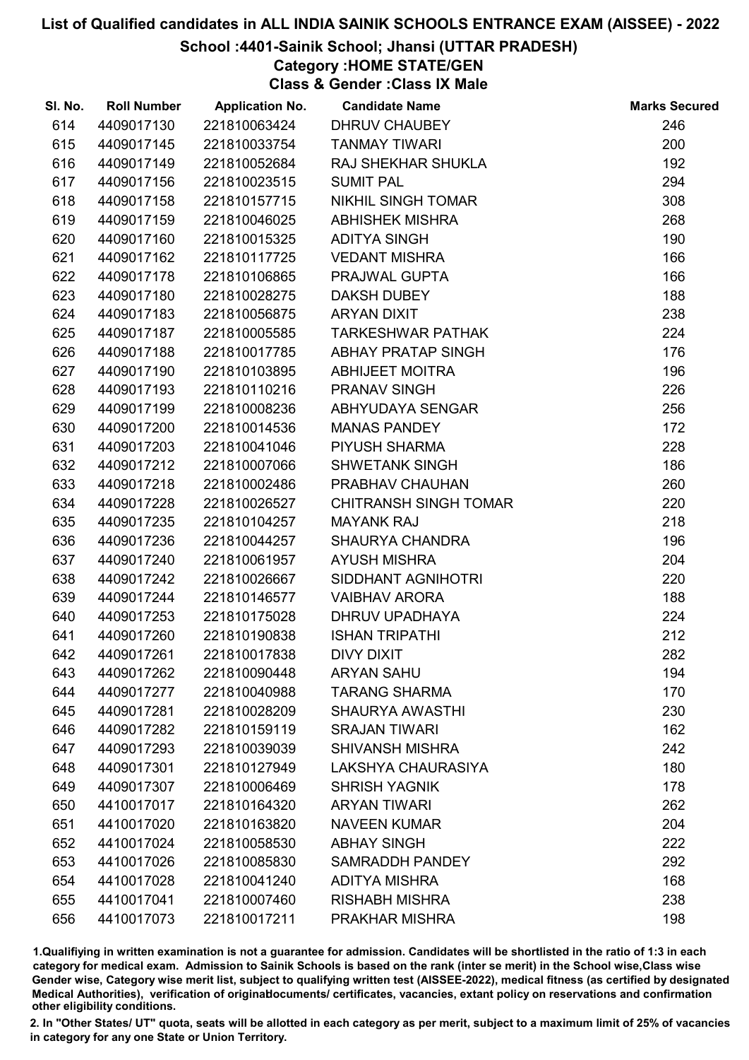# List of Qualified candidates in ALL INDIA SAINIK SCHOOLS ENTRANCE EXAM (AISSEE) - 2022

## School :4401-Sainik School; Jhansi (UTTAR PRADESH)

### Category :HOME STATE/GEN

### Class & Gender :Class IX Male

| Sl. No. | Roll Number | Application No. | Candidate Name | Marks Secured |
|---|---|---|---|---|
| 614 | 4409017130 | 221810063424 | DHRUV CHAUBEY | 246 |
| 615 | 4409017145 | 221810033754 | TANMAY TIWARI | 200 |
| 616 | 4409017149 | 221810052684 | RAJ SHEKHAR SHUKLA | 192 |
| 617 | 4409017156 | 221810023515 | SUMIT PAL | 294 |
| 618 | 4409017158 | 221810157715 | NIKHIL SINGH TOMAR | 308 |
| 619 | 4409017159 | 221810046025 | ABHISHEK MISHRA | 268 |
| 620 | 4409017160 | 221810015325 | ADITYA SINGH | 190 |
| 621 | 4409017162 | 221810117725 | VEDANT MISHRA | 166 |
| 622 | 4409017178 | 221810106865 | PRAJWAL GUPTA | 166 |
| 623 | 4409017180 | 221810028275 | DAKSH DUBEY | 188 |
| 624 | 4409017183 | 221810056875 | ARYAN DIXIT | 238 |
| 625 | 4409017187 | 221810005585 | TARKESHWAR PATHAK | 224 |
| 626 | 4409017188 | 221810017785 | ABHAY PRATAP SINGH | 176 |
| 627 | 4409017190 | 221810103895 | ABHIJEET MOITRA | 196 |
| 628 | 4409017193 | 221810110216 | PRANAV SINGH | 226 |
| 629 | 4409017199 | 221810008236 | ABHYUDAYA SENGAR | 256 |
| 630 | 4409017200 | 221810014536 | MANAS PANDEY | 172 |
| 631 | 4409017203 | 221810041046 | PIYUSH SHARMA | 228 |
| 632 | 4409017212 | 221810007066 | SHWETANK SINGH | 186 |
| 633 | 4409017218 | 221810002486 | PRABHAV CHAUHAN | 260 |
| 634 | 4409017228 | 221810026527 | CHITRANSH SINGH TOMAR | 220 |
| 635 | 4409017235 | 221810104257 | MAYANK RAJ | 218 |
| 636 | 4409017236 | 221810044257 | SHAURYA CHANDRA | 196 |
| 637 | 4409017240 | 221810061957 | AYUSH MISHRA | 204 |
| 638 | 4409017242 | 221810026667 | SIDDHANT AGNIHOTRI | 220 |
| 639 | 4409017244 | 221810146577 | VAIBHAV ARORA | 188 |
| 640 | 4409017253 | 221810175028 | DHRUV UPADHAYA | 224 |
| 641 | 4409017260 | 221810190838 | ISHAN TRIPATHI | 212 |
| 642 | 4409017261 | 221810017838 | DIVY DIXIT | 282 |
| 643 | 4409017262 | 221810090448 | ARYAN SAHU | 194 |
| 644 | 4409017277 | 221810040988 | TARANG SHARMA | 170 |
| 645 | 4409017281 | 221810028209 | SHAURYA AWASTHI | 230 |
| 646 | 4409017282 | 221810159119 | SRAJAN TIWARI | 162 |
| 647 | 4409017293 | 221810039039 | SHIVANSH MISHRA | 242 |
| 648 | 4409017301 | 221810127949 | LAKSHYA CHAURASIYA | 180 |
| 649 | 4409017307 | 221810006469 | SHRISH YAGNIK | 178 |
| 650 | 4410017017 | 221810164320 | ARYAN TIWARI | 262 |
| 651 | 4410017020 | 221810163820 | NAVEEN KUMAR | 204 |
| 652 | 4410017024 | 221810058530 | ABHAY SINGH | 222 |
| 653 | 4410017026 | 221810085830 | SAMRADDH PANDEY | 292 |
| 654 | 4410017028 | 221810041240 | ADITYA MISHRA | 168 |
| 655 | 4410017041 | 221810007460 | RISHABH MISHRA | 238 |
| 656 | 4410017073 | 221810017211 | PRAKHAR MISHRA | 198 |

1.Qualifiying in written examination is not a guarantee for admission. Candidates will be shortlisted in the ratio of 1:3 in each category for medical exam. Admission to Sainik Schools is based on the rank (inter se merit) in the School wise,Class wise Gender wise, Category wise merit list, subject to qualifying written test (AISSEE-2022), medical fitness (as certified by designated Medical Authorities), verification of originaldocuments/ certificates, vacancies, extant policy on reservations and confirmation other eligibility conditions.

2. In "Other States/ UT" quota, seats will be allotted in each category as per merit, subject to a maximum limit of 25% of vacancies in category for any one State or Union Territory.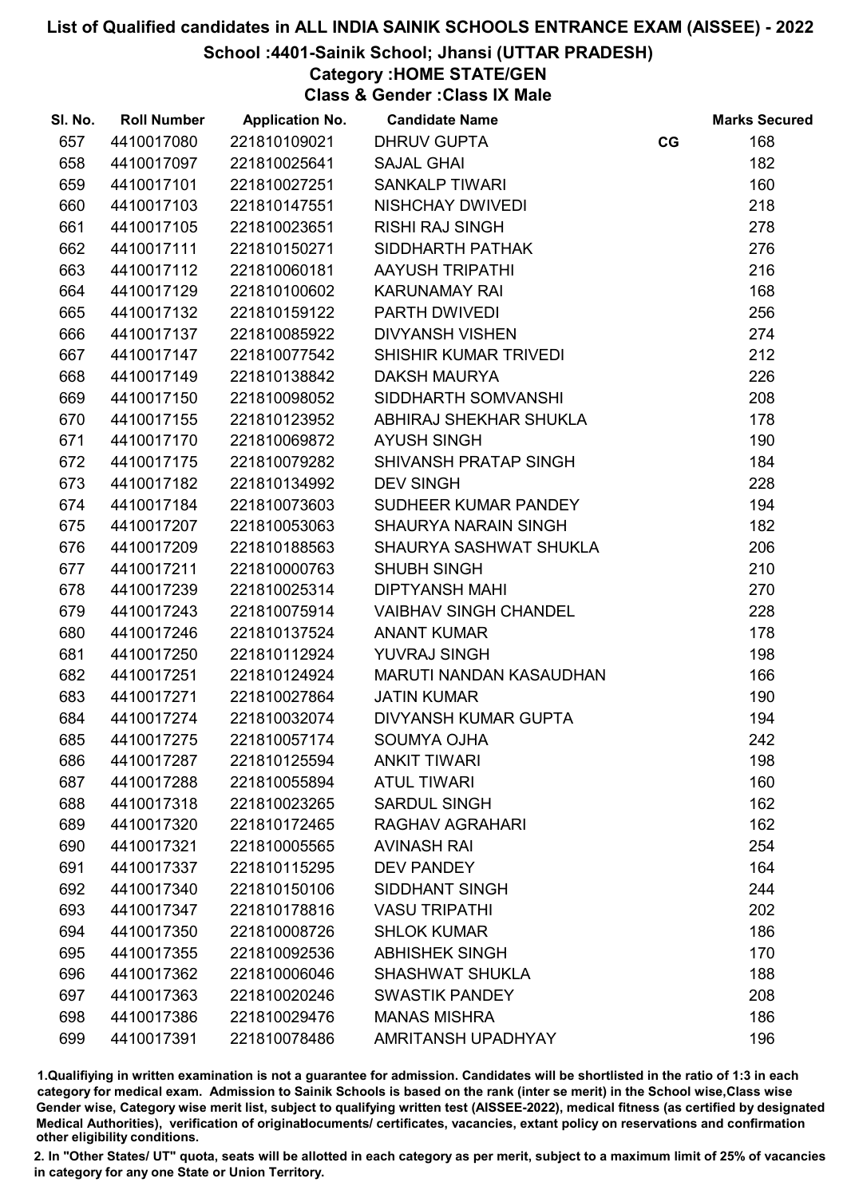# List of Qualified candidates in ALL INDIA SAINIK SCHOOLS ENTRANCE EXAM (AISSEE) - 2022

## School :4401-Sainik School; Jhansi (UTTAR PRADESH)

### Category :HOME STATE/GEN

### Class & Gender :Class IX Male

| Sl. No. | Roll Number | Application No. | Candidate Name | | Marks Secured |
|---|---|---|---|---|---|
| 657 | 4410017080 | 221810109021 | DHRUV GUPTA | CG | 168 |
| 658 | 4410017097 | 221810025641 | SAJAL GHAI | | 182 |
| 659 | 4410017101 | 221810027251 | SANKALP TIWARI | | 160 |
| 660 | 4410017103 | 221810147551 | NISHCHAY DWIVEDI | | 218 |
| 661 | 4410017105 | 221810023651 | RISHI RAJ SINGH | | 278 |
| 662 | 4410017111 | 221810150271 | SIDDHARTH PATHAK | | 276 |
| 663 | 4410017112 | 221810060181 | AAYUSH TRIPATHI | | 216 |
| 664 | 4410017129 | 221810100602 | KARUNAMAY RAI | | 168 |
| 665 | 4410017132 | 221810159122 | PARTH DWIVEDI | | 256 |
| 666 | 4410017137 | 221810085922 | DIVYANSH VISHEN | | 274 |
| 667 | 4410017147 | 221810077542 | SHISHIR KUMAR TRIVEDI | | 212 |
| 668 | 4410017149 | 221810138842 | DAKSH MAURYA | | 226 |
| 669 | 4410017150 | 221810098052 | SIDDHARTH SOMVANSHI | | 208 |
| 670 | 4410017155 | 221810123952 | ABHIRAJ SHEKHAR SHUKLA | | 178 |
| 671 | 4410017170 | 221810069872 | AYUSH SINGH | | 190 |
| 672 | 4410017175 | 221810079282 | SHIVANSH PRATAP SINGH | | 184 |
| 673 | 4410017182 | 221810134992 | DEV SINGH | | 228 |
| 674 | 4410017184 | 221810073603 | SUDHEER KUMAR PANDEY | | 194 |
| 675 | 4410017207 | 221810053063 | SHAURYA NARAIN SINGH | | 182 |
| 676 | 4410017209 | 221810188563 | SHAURYA SASHWAT SHUKLA | | 206 |
| 677 | 4410017211 | 221810000763 | SHUBH SINGH | | 210 |
| 678 | 4410017239 | 221810025314 | DIPTYANSH MAHI | | 270 |
| 679 | 4410017243 | 221810075914 | VAIBHAV SINGH CHANDEL | | 228 |
| 680 | 4410017246 | 221810137524 | ANANT KUMAR | | 178 |
| 681 | 4410017250 | 221810112924 | YUVRAJ SINGH | | 198 |
| 682 | 4410017251 | 221810124924 | MARUTI NANDAN KASAUDHAN | | 166 |
| 683 | 4410017271 | 221810027864 | JATIN KUMAR | | 190 |
| 684 | 4410017274 | 221810032074 | DIVYANSH KUMAR GUPTA | | 194 |
| 685 | 4410017275 | 221810057174 | SOUMYA OJHA | | 242 |
| 686 | 4410017287 | 221810125594 | ANKIT TIWARI | | 198 |
| 687 | 4410017288 | 221810055894 | ATUL TIWARI | | 160 |
| 688 | 4410017318 | 221810023265 | SARDUL SINGH | | 162 |
| 689 | 4410017320 | 221810172465 | RAGHAV AGRAHARI | | 162 |
| 690 | 4410017321 | 221810005565 | AVINASH RAI | | 254 |
| 691 | 4410017337 | 221810115295 | DEV PANDEY | | 164 |
| 692 | 4410017340 | 221810150106 | SIDDHANT SINGH | | 244 |
| 693 | 4410017347 | 221810178816 | VASU TRIPATHI | | 202 |
| 694 | 4410017350 | 221810008726 | SHLOK KUMAR | | 186 |
| 695 | 4410017355 | 221810092536 | ABHISHEK SINGH | | 170 |
| 696 | 4410017362 | 221810006046 | SHASHWAT SHUKLA | | 188 |
| 697 | 4410017363 | 221810020246 | SWASTIK PANDEY | | 208 |
| 698 | 4410017386 | 221810029476 | MANAS MISHRA | | 186 |
| 699 | 4410017391 | 221810078486 | AMRITANSH UPADHYAY | | 196 |

1.Qualifiying in written examination is not a guarantee for admission. Candidates will be shortlisted in the ratio of 1:3 in each category for medical exam. Admission to Sainik Schools is based on the rank (inter se merit) in the School wise,Class wise Gender wise, Category wise merit list, subject to qualifying written test (AISSEE-2022), medical fitness (as certified by designated Medical Authorities), verification of originaldocuments/ certificates, vacancies, extant policy on reservations and confirmation other eligibility conditions.

2. In "Other States/ UT" quota, seats will be allotted in each category as per merit, subject to a maximum limit of 25% of vacancies in category for any one State or Union Territory.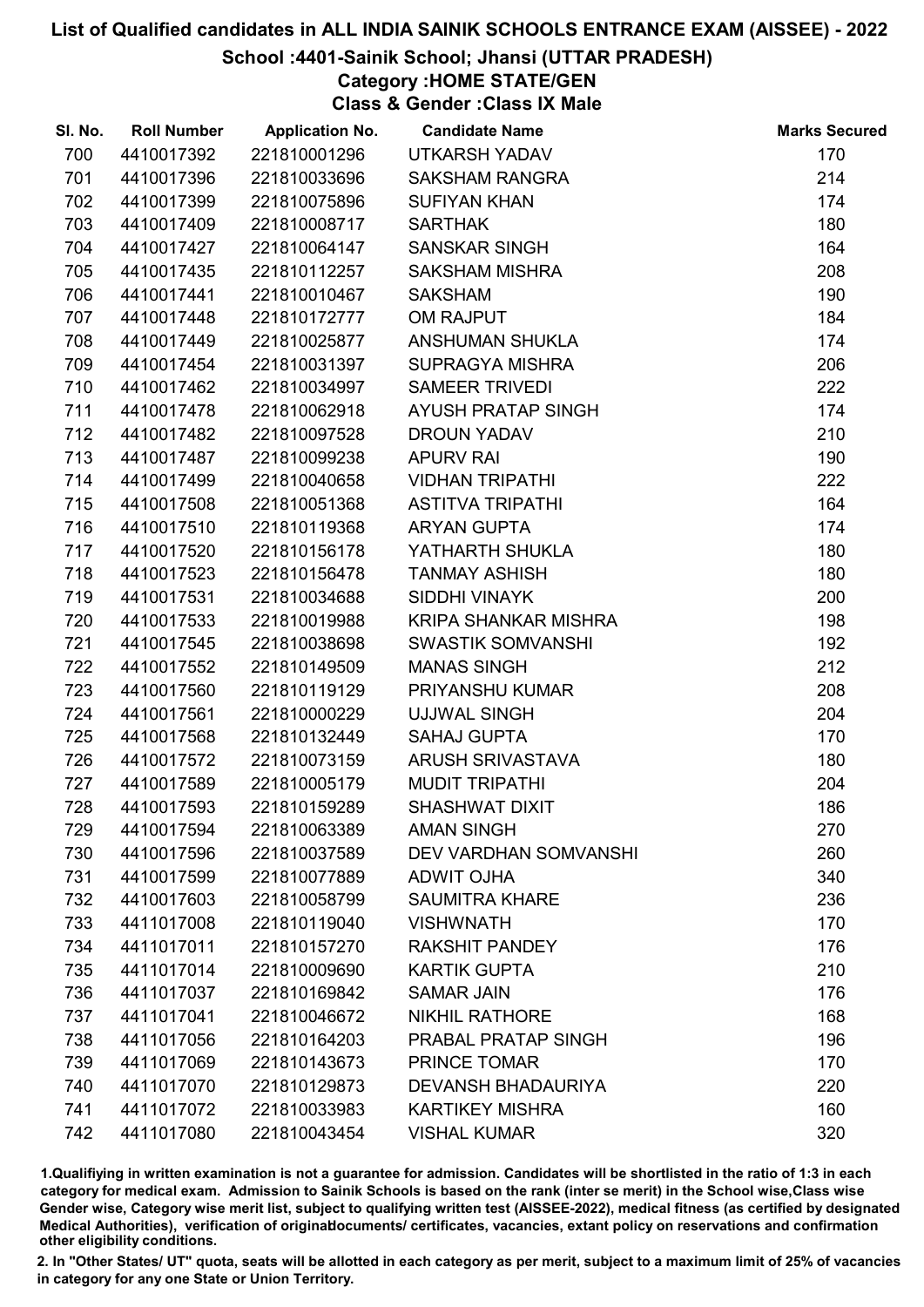# List of Qualified candidates in ALL INDIA SAINIK SCHOOLS ENTRANCE EXAM (AISSEE) - 2022

## School :4401-Sainik School; Jhansi (UTTAR PRADESH)

### Category :HOME STATE/GEN

### Class & Gender :Class IX Male

| Sl. No. | Roll Number | Application No. | Candidate Name | Marks Secured |
|---|---|---|---|---|
| 700 | 4410017392 | 221810001296 | UTKARSH YADAV | 170 |
| 701 | 4410017396 | 221810033696 | SAKSHAM RANGRA | 214 |
| 702 | 4410017399 | 221810075896 | SUFIYAN KHAN | 174 |
| 703 | 4410017409 | 221810008717 | SARTHAK | 180 |
| 704 | 4410017427 | 221810064147 | SANSKAR SINGH | 164 |
| 705 | 4410017435 | 221810112257 | SAKSHAM MISHRA | 208 |
| 706 | 4410017441 | 221810010467 | SAKSHAM | 190 |
| 707 | 4410017448 | 221810172777 | OM RAJPUT | 184 |
| 708 | 4410017449 | 221810025877 | ANSHUMAN SHUKLA | 174 |
| 709 | 4410017454 | 221810031397 | SUPRAGYA MISHRA | 206 |
| 710 | 4410017462 | 221810034997 | SAMEER TRIVEDI | 222 |
| 711 | 4410017478 | 221810062918 | AYUSH PRATAP SINGH | 174 |
| 712 | 4410017482 | 221810097528 | DROUN YADAV | 210 |
| 713 | 4410017487 | 221810099238 | APURV RAI | 190 |
| 714 | 4410017499 | 221810040658 | VIDHAN TRIPATHI | 222 |
| 715 | 4410017508 | 221810051368 | ASTITVA TRIPATHI | 164 |
| 716 | 4410017510 | 221810119368 | ARYAN GUPTA | 174 |
| 717 | 4410017520 | 221810156178 | YATHARTH SHUKLA | 180 |
| 718 | 4410017523 | 221810156478 | TANMAY ASHISH | 180 |
| 719 | 4410017531 | 221810034688 | SIDDHI VINAYK | 200 |
| 720 | 4410017533 | 221810019988 | KRIPA SHANKAR MISHRA | 198 |
| 721 | 4410017545 | 221810038698 | SWASTIK SOMVANSHI | 192 |
| 722 | 4410017552 | 221810149509 | MANAS SINGH | 212 |
| 723 | 4410017560 | 221810119129 | PRIYANSHU KUMAR | 208 |
| 724 | 4410017561 | 221810000229 | UJJWAL SINGH | 204 |
| 725 | 4410017568 | 221810132449 | SAHAJ GUPTA | 170 |
| 726 | 4410017572 | 221810073159 | ARUSH SRIVASTAVA | 180 |
| 727 | 4410017589 | 221810005179 | MUDIT TRIPATHI | 204 |
| 728 | 4410017593 | 221810159289 | SHASHWAT DIXIT | 186 |
| 729 | 4410017594 | 221810063389 | AMAN SINGH | 270 |
| 730 | 4410017596 | 221810037589 | DEV VARDHAN SOMVANSHI | 260 |
| 731 | 4410017599 | 221810077889 | ADWIT OJHA | 340 |
| 732 | 4410017603 | 221810058799 | SAUMITRA KHARE | 236 |
| 733 | 4411017008 | 221810119040 | VISHWNATH | 170 |
| 734 | 4411017011 | 221810157270 | RAKSHIT PANDEY | 176 |
| 735 | 4411017014 | 221810009690 | KARTIK GUPTA | 210 |
| 736 | 4411017037 | 221810169842 | SAMAR JAIN | 176 |
| 737 | 4411017041 | 221810046672 | NIKHIL RATHORE | 168 |
| 738 | 4411017056 | 221810164203 | PRABAL PRATAP SINGH | 196 |
| 739 | 4411017069 | 221810143673 | PRINCE TOMAR | 170 |
| 740 | 4411017070 | 221810129873 | DEVANSH BHADAURIYA | 220 |
| 741 | 4411017072 | 221810033983 | KARTIKEY MISHRA | 160 |
| 742 | 4411017080 | 221810043454 | VISHAL KUMAR | 320 |

1.Qualifiying in written examination is not a guarantee for admission. Candidates will be shortlisted in the ratio of 1:3 in each category for medical exam. Admission to Sainik Schools is based on the rank (inter se merit) in the School wise,Class wise Gender wise, Category wise merit list, subject to qualifying written test (AISSEE-2022), medical fitness (as certified by designated Medical Authorities), verification of originaldocuments/ certificates, vacancies, extant policy on reservations and confirmation other eligibility conditions.

2. In "Other States/ UT" quota, seats will be allotted in each category as per merit, subject to a maximum limit of 25% of vacancies in category for any one State or Union Territory.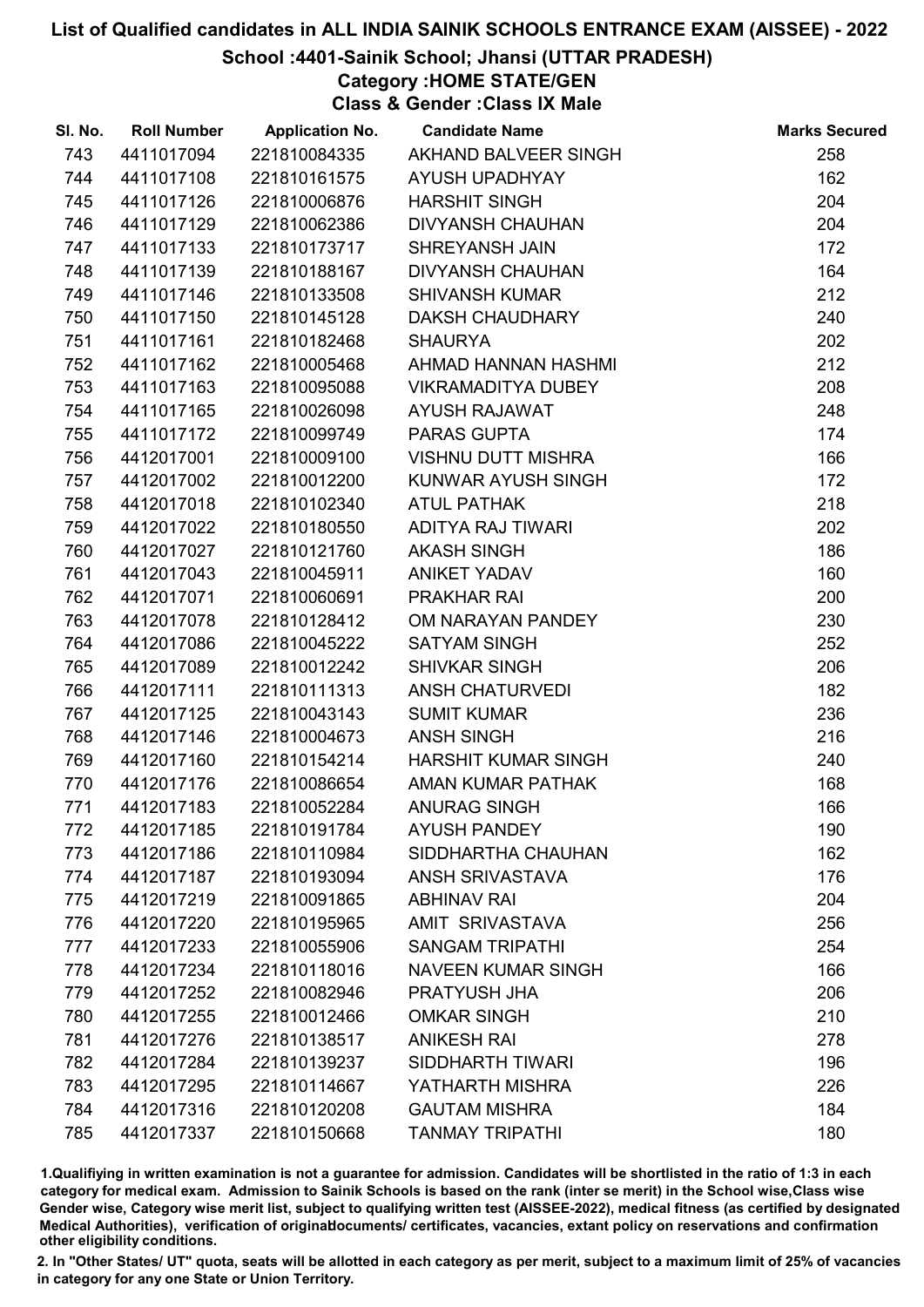# List of Qualified candidates in ALL INDIA SAINIK SCHOOLS ENTRANCE EXAM (AISSEE) - 2022

## School :4401-Sainik School; Jhansi (UTTAR PRADESH)

### Category :HOME STATE/GEN

### Class & Gender :Class IX Male

| Sl. No. | Roll Number | Application No. | Candidate Name | Marks Secured |
|---|---|---|---|---|
| 743 | 4411017094 | 221810084335 | AKHAND BALVEER SINGH | 258 |
| 744 | 4411017108 | 221810161575 | AYUSH UPADHYAY | 162 |
| 745 | 4411017126 | 221810006876 | HARSHIT SINGH | 204 |
| 746 | 4411017129 | 221810062386 | DIVYANSH CHAUHAN | 204 |
| 747 | 4411017133 | 221810173717 | SHREYANSH JAIN | 172 |
| 748 | 4411017139 | 221810188167 | DIVYANSH CHAUHAN | 164 |
| 749 | 4411017146 | 221810133508 | SHIVANSH KUMAR | 212 |
| 750 | 4411017150 | 221810145128 | DAKSH CHAUDHARY | 240 |
| 751 | 4411017161 | 221810182468 | SHAURYA | 202 |
| 752 | 4411017162 | 221810005468 | AHMAD HANNAN HASHMI | 212 |
| 753 | 4411017163 | 221810095088 | VIKRAMADITYA DUBEY | 208 |
| 754 | 4411017165 | 221810026098 | AYUSH RAJAWAT | 248 |
| 755 | 4411017172 | 221810099749 | PARAS GUPTA | 174 |
| 756 | 4412017001 | 221810009100 | VISHNU DUTT MISHRA | 166 |
| 757 | 4412017002 | 221810012200 | KUNWAR AYUSH SINGH | 172 |
| 758 | 4412017018 | 221810102340 | ATUL PATHAK | 218 |
| 759 | 4412017022 | 221810180550 | ADITYA RAJ TIWARI | 202 |
| 760 | 4412017027 | 221810121760 | AKASH SINGH | 186 |
| 761 | 4412017043 | 221810045911 | ANIKET YADAV | 160 |
| 762 | 4412017071 | 221810060691 | PRAKHAR RAI | 200 |
| 763 | 4412017078 | 221810128412 | OM NARAYAN PANDEY | 230 |
| 764 | 4412017086 | 221810045222 | SATYAM SINGH | 252 |
| 765 | 4412017089 | 221810012242 | SHIVKAR SINGH | 206 |
| 766 | 4412017111 | 221810111313 | ANSH CHATURVEDI | 182 |
| 767 | 4412017125 | 221810043143 | SUMIT KUMAR | 236 |
| 768 | 4412017146 | 221810004673 | ANSH SINGH | 216 |
| 769 | 4412017160 | 221810154214 | HARSHIT KUMAR SINGH | 240 |
| 770 | 4412017176 | 221810086654 | AMAN KUMAR PATHAK | 168 |
| 771 | 4412017183 | 221810052284 | ANURAG SINGH | 166 |
| 772 | 4412017185 | 221810191784 | AYUSH PANDEY | 190 |
| 773 | 4412017186 | 221810110984 | SIDDHARTHA CHAUHAN | 162 |
| 774 | 4412017187 | 221810193094 | ANSH SRIVASTAVA | 176 |
| 775 | 4412017219 | 221810091865 | ABHINAV RAI | 204 |
| 776 | 4412017220 | 221810195965 | AMIT  SRIVASTAVA | 256 |
| 777 | 4412017233 | 221810055906 | SANGAM TRIPATHI | 254 |
| 778 | 4412017234 | 221810118016 | NAVEEN KUMAR SINGH | 166 |
| 779 | 4412017252 | 221810082946 | PRATYUSH JHA | 206 |
| 780 | 4412017255 | 221810012466 | OMKAR SINGH | 210 |
| 781 | 4412017276 | 221810138517 | ANIKESH RAI | 278 |
| 782 | 4412017284 | 221810139237 | SIDDHARTH TIWARI | 196 |
| 783 | 4412017295 | 221810114667 | YATHARTH MISHRA | 226 |
| 784 | 4412017316 | 221810120208 | GAUTAM MISHRA | 184 |
| 785 | 4412017337 | 221810150668 | TANMAY TRIPATHI | 180 |

1.Qualifiying in written examination is not a guarantee for admission. Candidates will be shortlisted in the ratio of 1:3 in each category for medical exam. Admission to Sainik Schools is based on the rank (inter se merit) in the School wise,Class wise Gender wise, Category wise merit list, subject to qualifying written test (AISSEE-2022), medical fitness (as certified by designated Medical Authorities), verification of originaldocuments/ certificates, vacancies, extant policy on reservations and confirmation other eligibility conditions.

2. In "Other States/ UT" quota, seats will be allotted in each category as per merit, subject to a maximum limit of 25% of vacancies in category for any one State or Union Territory.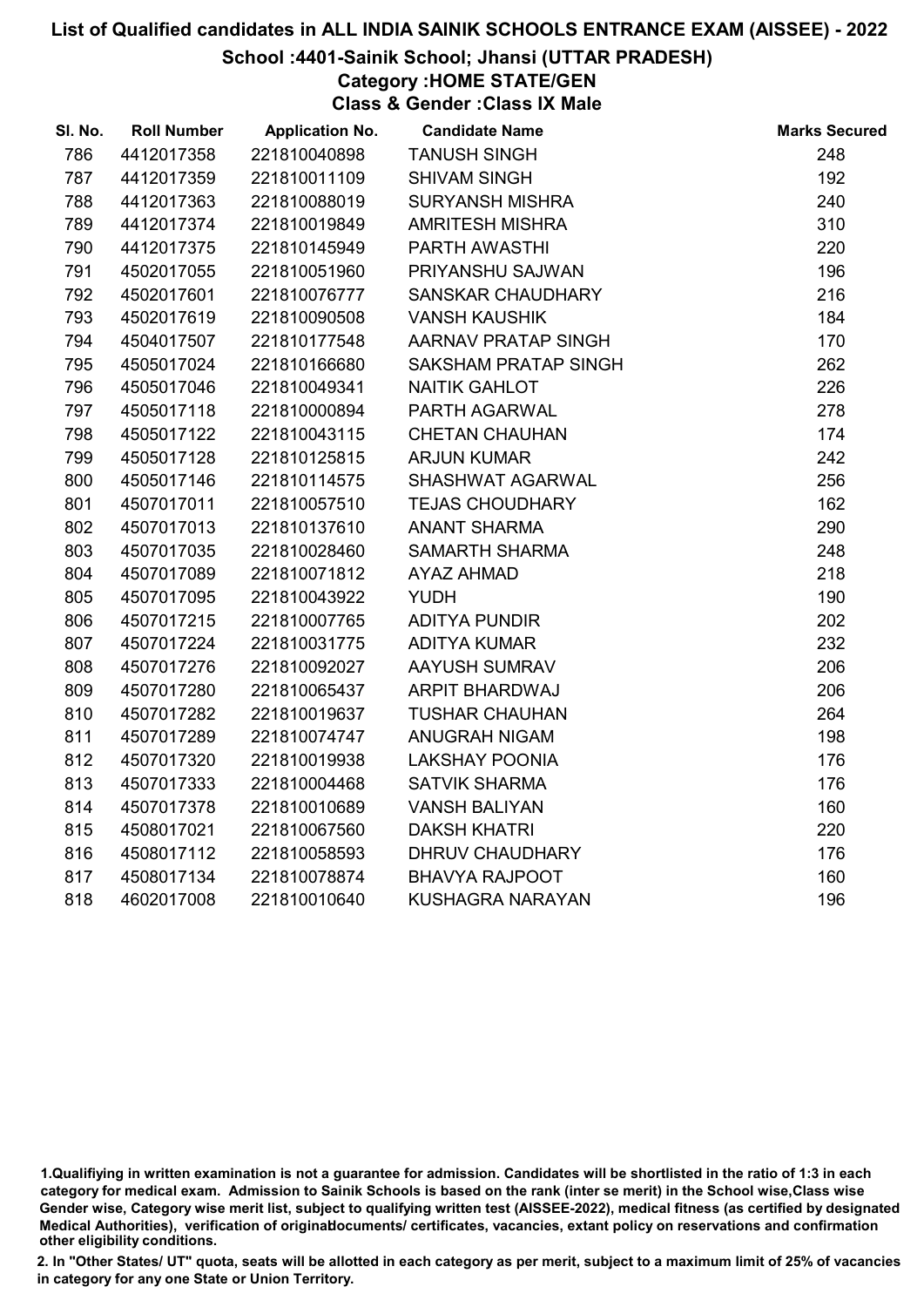# List of Qualified candidates in ALL INDIA SAINIK SCHOOLS ENTRANCE EXAM (AISSEE) - 2022

## School :4401-Sainik School; Jhansi (UTTAR PRADESH)

### Category :HOME STATE/GEN

### Class & Gender :Class IX Male

| Sl. No. | Roll Number | Application No. | Candidate Name | Marks Secured |
|---|---|---|---|---|
| 786 | 4412017358 | 221810040898 | TANUSH SINGH | 248 |
| 787 | 4412017359 | 221810011109 | SHIVAM SINGH | 192 |
| 788 | 4412017363 | 221810088019 | SURYANSH MISHRA | 240 |
| 789 | 4412017374 | 221810019849 | AMRITESH MISHRA | 310 |
| 790 | 4412017375 | 221810145949 | PARTH AWASTHI | 220 |
| 791 | 4502017055 | 221810051960 | PRIYANSHU SAJWAN | 196 |
| 792 | 4502017601 | 221810076777 | SANSKAR CHAUDHARY | 216 |
| 793 | 4502017619 | 221810090508 | VANSH KAUSHIK | 184 |
| 794 | 4504017507 | 221810177548 | AARNAV PRATAP SINGH | 170 |
| 795 | 4505017024 | 221810166680 | SAKSHAM PRATAP SINGH | 262 |
| 796 | 4505017046 | 221810049341 | NAITIK GAHLOT | 226 |
| 797 | 4505017118 | 221810000894 | PARTH AGARWAL | 278 |
| 798 | 4505017122 | 221810043115 | CHETAN CHAUHAN | 174 |
| 799 | 4505017128 | 221810125815 | ARJUN KUMAR | 242 |
| 800 | 4505017146 | 221810114575 | SHASHWAT AGARWAL | 256 |
| 801 | 4507017011 | 221810057510 | TEJAS CHOUDHARY | 162 |
| 802 | 4507017013 | 221810137610 | ANANT SHARMA | 290 |
| 803 | 4507017035 | 221810028460 | SAMARTH SHARMA | 248 |
| 804 | 4507017089 | 221810071812 | AYAZ AHMAD | 218 |
| 805 | 4507017095 | 221810043922 | YUDH | 190 |
| 806 | 4507017215 | 221810007765 | ADITYA PUNDIR | 202 |
| 807 | 4507017224 | 221810031775 | ADITYA KUMAR | 232 |
| 808 | 4507017276 | 221810092027 | AAYUSH SUMRAV | 206 |
| 809 | 4507017280 | 221810065437 | ARPIT BHARDWAJ | 206 |
| 810 | 4507017282 | 221810019637 | TUSHAR CHAUHAN | 264 |
| 811 | 4507017289 | 221810074747 | ANUGRAH NIGAM | 198 |
| 812 | 4507017320 | 221810019938 | LAKSHAY POONIA | 176 |
| 813 | 4507017333 | 221810004468 | SATVIK SHARMA | 176 |
| 814 | 4507017378 | 221810010689 | VANSH BALIYAN | 160 |
| 815 | 4508017021 | 221810067560 | DAKSH KHATRI | 220 |
| 816 | 4508017112 | 221810058593 | DHRUV CHAUDHARY | 176 |
| 817 | 4508017134 | 221810078874 | BHAVYA RAJPOOT | 160 |
| 818 | 4602017008 | 221810010640 | KUSHAGRA NARAYAN | 196 |

1.Qualifiying in written examination is not a guarantee for admission. Candidates will be shortlisted in the ratio of 1:3 in each category for medical exam. Admission to Sainik Schools is based on the rank (inter se merit) in the School wise,Class wise Gender wise, Category wise merit list, subject to qualifying written test (AISSEE-2022), medical fitness (as certified by designated Medical Authorities), verification of originaldocuments/ certificates, vacancies, extant policy on reservations and confirmation other eligibility conditions.

2. In "Other States/ UT" quota, seats will be allotted in each category as per merit, subject to a maximum limit of 25% of vacancies in category for any one State or Union Territory.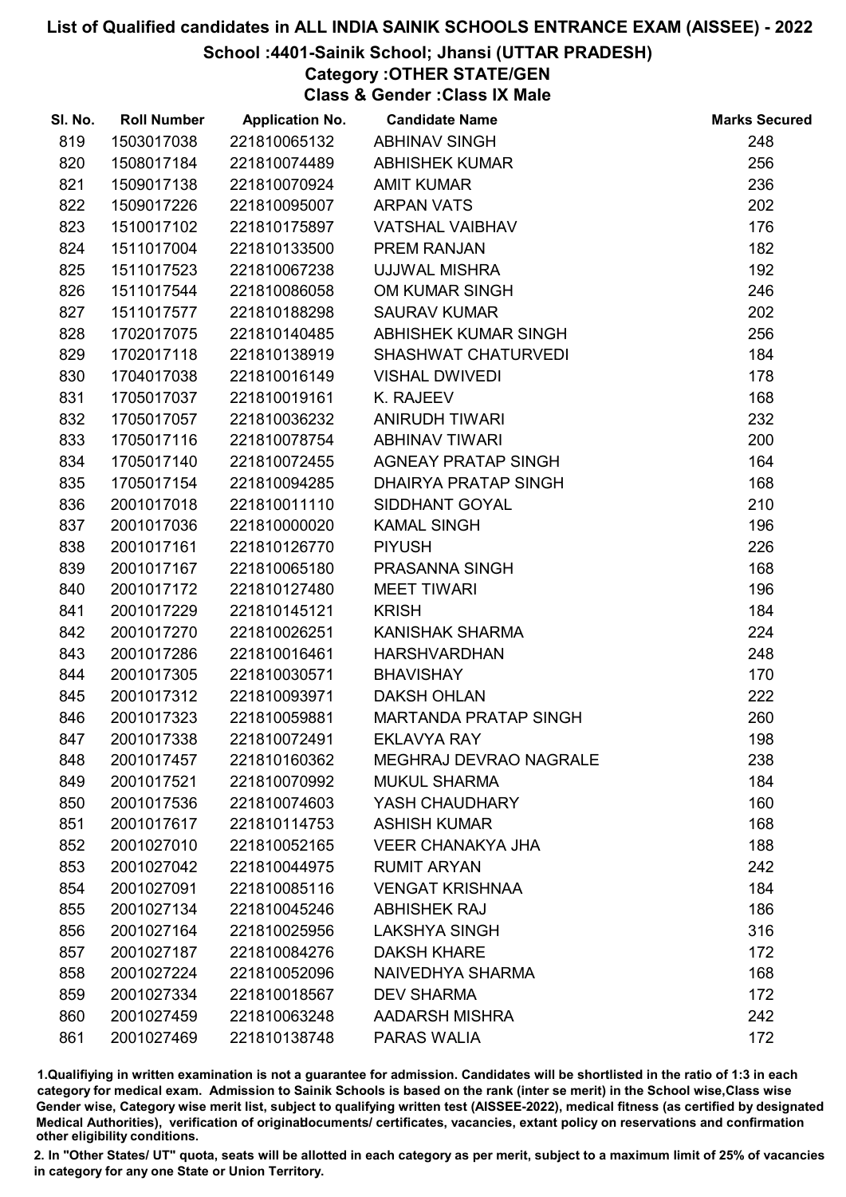# List of Qualified candidates in ALL INDIA SAINIK SCHOOLS ENTRANCE EXAM (AISSEE) - 2022

## School :4401-Sainik School; Jhansi (UTTAR PRADESH)

### Category :OTHER STATE/GEN

### Class & Gender :Class IX Male

| Sl. No. | Roll Number | Application No. | Candidate Name | Marks Secured |
|---|---|---|---|---|
| 819 | 1503017038 | 221810065132 | ABHINAV SINGH | 248 |
| 820 | 1508017184 | 221810074489 | ABHISHEK KUMAR | 256 |
| 821 | 1509017138 | 221810070924 | AMIT KUMAR | 236 |
| 822 | 1509017226 | 221810095007 | ARPAN VATS | 202 |
| 823 | 1510017102 | 221810175897 | VATSHAL VAIBHAV | 176 |
| 824 | 1511017004 | 221810133500 | PREM RANJAN | 182 |
| 825 | 1511017523 | 221810067238 | UJJWAL MISHRA | 192 |
| 826 | 1511017544 | 221810086058 | OM KUMAR SINGH | 246 |
| 827 | 1511017577 | 221810188298 | SAURAV KUMAR | 202 |
| 828 | 1702017075 | 221810140485 | ABHISHEK KUMAR SINGH | 256 |
| 829 | 1702017118 | 221810138919 | SHASHWAT CHATURVEDI | 184 |
| 830 | 1704017038 | 221810016149 | VISHAL DWIVEDI | 178 |
| 831 | 1705017037 | 221810019161 | K. RAJEEV | 168 |
| 832 | 1705017057 | 221810036232 | ANIRUDH TIWARI | 232 |
| 833 | 1705017116 | 221810078754 | ABHINAV TIWARI | 200 |
| 834 | 1705017140 | 221810072455 | AGNEAY PRATAP SINGH | 164 |
| 835 | 1705017154 | 221810094285 | DHAIRYA PRATAP SINGH | 168 |
| 836 | 2001017018 | 221810011110 | SIDDHANT GOYAL | 210 |
| 837 | 2001017036 | 221810000020 | KAMAL SINGH | 196 |
| 838 | 2001017161 | 221810126770 | PIYUSH | 226 |
| 839 | 2001017167 | 221810065180 | PRASANNA SINGH | 168 |
| 840 | 2001017172 | 221810127480 | MEET TIWARI | 196 |
| 841 | 2001017229 | 221810145121 | KRISH | 184 |
| 842 | 2001017270 | 221810026251 | KANISHAK SHARMA | 224 |
| 843 | 2001017286 | 221810016461 | HARSHVARDHAN | 248 |
| 844 | 2001017305 | 221810030571 | BHAVISHAY | 170 |
| 845 | 2001017312 | 221810093971 | DAKSH OHLAN | 222 |
| 846 | 2001017323 | 221810059881 | MARTANDA PRATAP SINGH | 260 |
| 847 | 2001017338 | 221810072491 | EKLAVYA RAY | 198 |
| 848 | 2001017457 | 221810160362 | MEGHRAJ DEVRAO NAGRALE | 238 |
| 849 | 2001017521 | 221810070992 | MUKUL SHARMA | 184 |
| 850 | 2001017536 | 221810074603 | YASH CHAUDHARY | 160 |
| 851 | 2001017617 | 221810114753 | ASHISH KUMAR | 168 |
| 852 | 2001027010 | 221810052165 | VEER CHANAKYA JHA | 188 |
| 853 | 2001027042 | 221810044975 | RUMIT ARYAN | 242 |
| 854 | 2001027091 | 221810085116 | VENGAT KRISHNAA | 184 |
| 855 | 2001027134 | 221810045246 | ABHISHEK RAJ | 186 |
| 856 | 2001027164 | 221810025956 | LAKSHYA SINGH | 316 |
| 857 | 2001027187 | 221810084276 | DAKSH KHARE | 172 |
| 858 | 2001027224 | 221810052096 | NAIVEDHYA SHARMA | 168 |
| 859 | 2001027334 | 221810018567 | DEV SHARMA | 172 |
| 860 | 2001027459 | 221810063248 | AADARSH MISHRA | 242 |
| 861 | 2001027469 | 221810138748 | PARAS WALIA | 172 |

1.Qualifiying in written examination is not a guarantee for admission. Candidates will be shortlisted in the ratio of 1:3 in each category for medical exam. Admission to Sainik Schools is based on the rank (inter se merit) in the School wise,Class wise Gender wise, Category wise merit list, subject to qualifying written test (AISSEE-2022), medical fitness (as certified by designated Medical Authorities), verification of originaldocuments/ certificates, vacancies, extant policy on reservations and confirmation other eligibility conditions.

2. In "Other States/ UT" quota, seats will be allotted in each category as per merit, subject to a maximum limit of 25% of vacancies in category for any one State or Union Territory.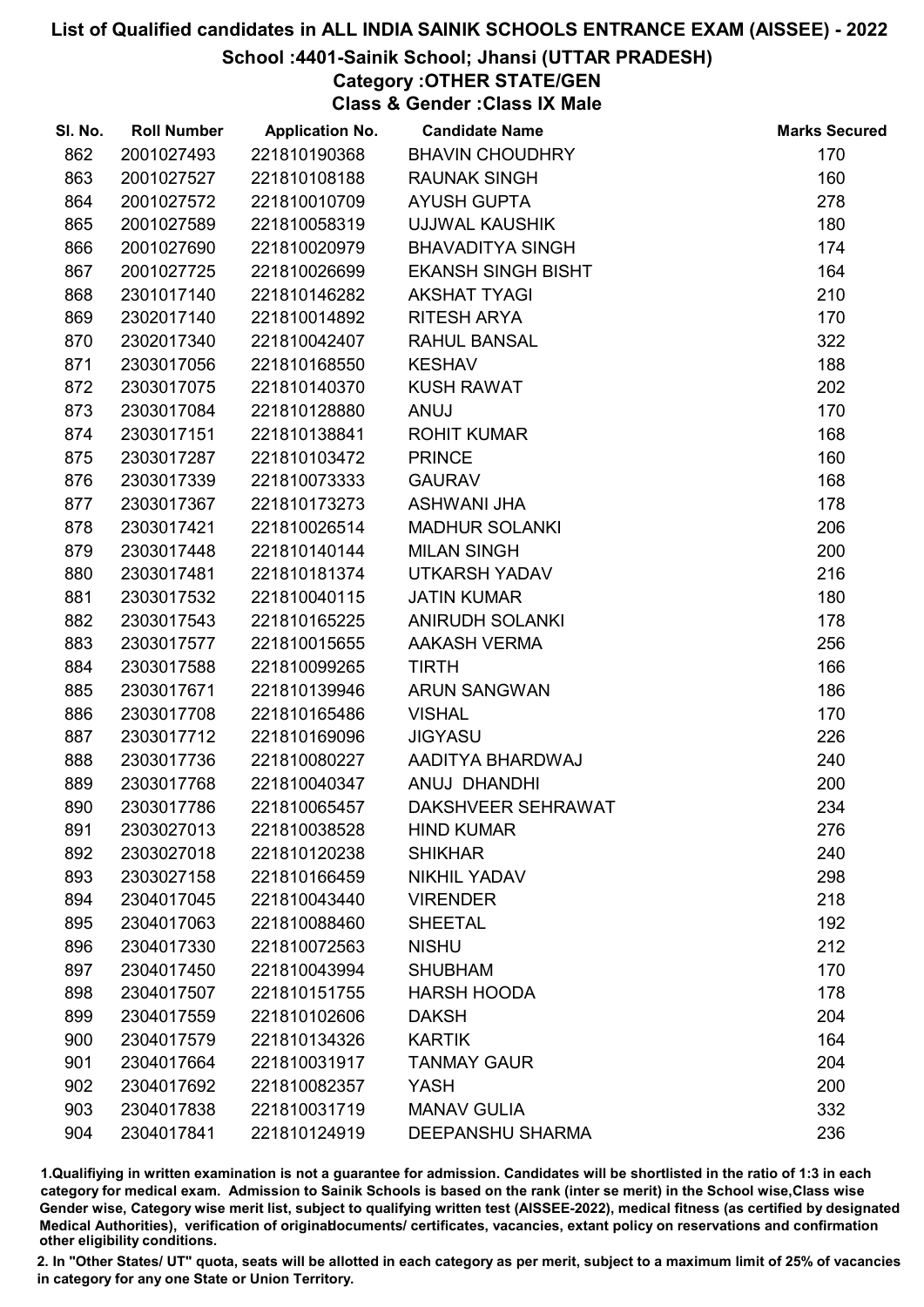# List of Qualified candidates in ALL INDIA SAINIK SCHOOLS ENTRANCE EXAM (AISSEE) - 2022

## School :4401-Sainik School; Jhansi (UTTAR PRADESH)

### Category :OTHER STATE/GEN

### Class & Gender :Class IX Male

| Sl. No. | Roll Number | Application No. | Candidate Name | Marks Secured |
|---|---|---|---|---|
| 862 | 2001027493 | 221810190368 | BHAVIN CHOUDHRY | 170 |
| 863 | 2001027527 | 221810108188 | RAUNAK SINGH | 160 |
| 864 | 2001027572 | 221810010709 | AYUSH GUPTA | 278 |
| 865 | 2001027589 | 221810058319 | UJJWAL KAUSHIK | 180 |
| 866 | 2001027690 | 221810020979 | BHAVADITYA SINGH | 174 |
| 867 | 2001027725 | 221810026699 | EKANSH SINGH BISHT | 164 |
| 868 | 2301017140 | 221810146282 | AKSHAT TYAGI | 210 |
| 869 | 2302017140 | 221810014892 | RITESH ARYA | 170 |
| 870 | 2302017340 | 221810042407 | RAHUL BANSAL | 322 |
| 871 | 2303017056 | 221810168550 | KESHAV | 188 |
| 872 | 2303017075 | 221810140370 | KUSH RAWAT | 202 |
| 873 | 2303017084 | 221810128880 | ANUJ | 170 |
| 874 | 2303017151 | 221810138841 | ROHIT KUMAR | 168 |
| 875 | 2303017287 | 221810103472 | PRINCE | 160 |
| 876 | 2303017339 | 221810073333 | GAURAV | 168 |
| 877 | 2303017367 | 221810173273 | ASHWANI JHA | 178 |
| 878 | 2303017421 | 221810026514 | MADHUR SOLANKI | 206 |
| 879 | 2303017448 | 221810140144 | MILAN SINGH | 200 |
| 880 | 2303017481 | 221810181374 | UTKARSH YADAV | 216 |
| 881 | 2303017532 | 221810040115 | JATIN KUMAR | 180 |
| 882 | 2303017543 | 221810165225 | ANIRUDH SOLANKI | 178 |
| 883 | 2303017577 | 221810015655 | AAKASH VERMA | 256 |
| 884 | 2303017588 | 221810099265 | TIRTH | 166 |
| 885 | 2303017671 | 221810139946 | ARUN SANGWAN | 186 |
| 886 | 2303017708 | 221810165486 | VISHAL | 170 |
| 887 | 2303017712 | 221810169096 | JIGYASU | 226 |
| 888 | 2303017736 | 221810080227 | AADITYA BHARDWAJ | 240 |
| 889 | 2303017768 | 221810040347 | ANUJ DHANDHI | 200 |
| 890 | 2303017786 | 221810065457 | DAKSHVEER SEHRAWAT | 234 |
| 891 | 2303027013 | 221810038528 | HIND KUMAR | 276 |
| 892 | 2303027018 | 221810120238 | SHIKHAR | 240 |
| 893 | 2303027158 | 221810166459 | NIKHIL YADAV | 298 |
| 894 | 2304017045 | 221810043440 | VIRENDER | 218 |
| 895 | 2304017063 | 221810088460 | SHEETAL | 192 |
| 896 | 2304017330 | 221810072563 | NISHU | 212 |
| 897 | 2304017450 | 221810043994 | SHUBHAM | 170 |
| 898 | 2304017507 | 221810151755 | HARSH HOODA | 178 |
| 899 | 2304017559 | 221810102606 | DAKSH | 204 |
| 900 | 2304017579 | 221810134326 | KARTIK | 164 |
| 901 | 2304017664 | 221810031917 | TANMAY GAUR | 204 |
| 902 | 2304017692 | 221810082357 | YASH | 200 |
| 903 | 2304017838 | 221810031719 | MANAV GULIA | 332 |
| 904 | 2304017841 | 221810124919 | DEEPANSHU SHARMA | 236 |

1.Qualifying in written examination is not a guarantee for admission. Candidates will be shortlisted in the ratio of 1:3 in each category for medical exam. Admission to Sainik Schools is based on the rank (inter se merit) in the School wise,Class wise Gender wise, Category wise merit list, subject to qualifying written test (AISSEE-2022), medical fitness (as certified by designated Medical Authorities), verification of originaldocuments/ certificates, vacancies, extant policy on reservations and confirmation other eligibility conditions.

2. In "Other States/ UT" quota, seats will be allotted in each category as per merit, subject to a maximum limit of 25% of vacancies in category for any one State or Union Territory.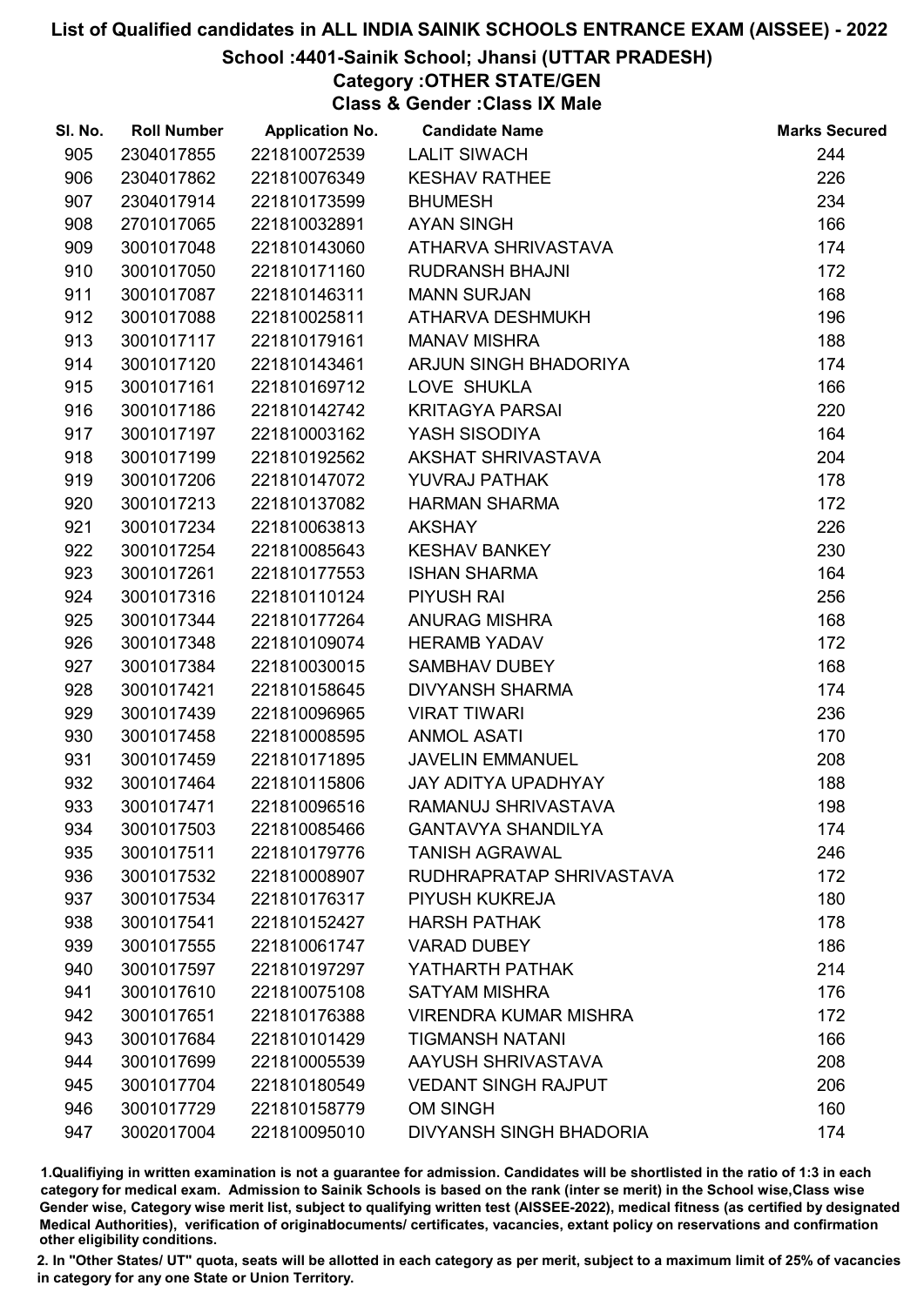# List of Qualified candidates in ALL INDIA SAINIK SCHOOLS ENTRANCE EXAM (AISSEE) - 2022

## School :4401-Sainik School; Jhansi (UTTAR PRADESH)

### Category :OTHER STATE/GEN

### Class & Gender :Class IX Male

| Sl. No. | Roll Number | Application No. | Candidate Name | Marks Secured |
|---|---|---|---|---|
| 905 | 2304017855 | 221810072539 | LALIT SIWACH | 244 |
| 906 | 2304017862 | 221810076349 | KESHAV RATHEE | 226 |
| 907 | 2304017914 | 221810173599 | BHUMESH | 234 |
| 908 | 2701017065 | 221810032891 | AYAN SINGH | 166 |
| 909 | 3001017048 | 221810143060 | ATHARVA SHRIVASTAVA | 174 |
| 910 | 3001017050 | 221810171160 | RUDRANSH BHAJNI | 172 |
| 911 | 3001017087 | 221810146311 | MANN SURJAN | 168 |
| 912 | 3001017088 | 221810025811 | ATHARVA DESHMUKH | 196 |
| 913 | 3001017117 | 221810179161 | MANAV MISHRA | 188 |
| 914 | 3001017120 | 221810143461 | ARJUN SINGH BHADORIYA | 174 |
| 915 | 3001017161 | 221810169712 | LOVE SHUKLA | 166 |
| 916 | 3001017186 | 221810142742 | KRITAGYA PARSAI | 220 |
| 917 | 3001017197 | 221810003162 | YASH SISODIYA | 164 |
| 918 | 3001017199 | 221810192562 | AKSHAT SHRIVASTAVA | 204 |
| 919 | 3001017206 | 221810147072 | YUVRAJ PATHAK | 178 |
| 920 | 3001017213 | 221810137082 | HARMAN SHARMA | 172 |
| 921 | 3001017234 | 221810063813 | AKSHAY | 226 |
| 922 | 3001017254 | 221810085643 | KESHAV BANKEY | 230 |
| 923 | 3001017261 | 221810177553 | ISHAN SHARMA | 164 |
| 924 | 3001017316 | 221810110124 | PIYUSH RAI | 256 |
| 925 | 3001017344 | 221810177264 | ANURAG MISHRA | 168 |
| 926 | 3001017348 | 221810109074 | HERAMB YADAV | 172 |
| 927 | 3001017384 | 221810030015 | SAMBHAV DUBEY | 168 |
| 928 | 3001017421 | 221810158645 | DIVYANSH SHARMA | 174 |
| 929 | 3001017439 | 221810096965 | VIRAT TIWARI | 236 |
| 930 | 3001017458 | 221810008595 | ANMOL ASATI | 170 |
| 931 | 3001017459 | 221810171895 | JAVELIN EMMANUEL | 208 |
| 932 | 3001017464 | 221810115806 | JAY ADITYA UPADHYAY | 188 |
| 933 | 3001017471 | 221810096516 | RAMANUJ SHRIVASTAVA | 198 |
| 934 | 3001017503 | 221810085466 | GANTAVYA SHANDILYA | 174 |
| 935 | 3001017511 | 221810179776 | TANISH AGRAWAL | 246 |
| 936 | 3001017532 | 221810008907 | RUDHRAPRATAP SHRIVASTAVA | 172 |
| 937 | 3001017534 | 221810176317 | PIYUSH KUKREJA | 180 |
| 938 | 3001017541 | 221810152427 | HARSH PATHAK | 178 |
| 939 | 3001017555 | 221810061747 | VARAD DUBEY | 186 |
| 940 | 3001017597 | 221810197297 | YATHARTH PATHAK | 214 |
| 941 | 3001017610 | 221810075108 | SATYAM MISHRA | 176 |
| 942 | 3001017651 | 221810176388 | VIRENDRA KUMAR MISHRA | 172 |
| 943 | 3001017684 | 221810101429 | TIGMANSH NATANI | 166 |
| 944 | 3001017699 | 221810005539 | AAYUSH SHRIVASTAVA | 208 |
| 945 | 3001017704 | 221810180549 | VEDANT SINGH RAJPUT | 206 |
| 946 | 3001017729 | 221810158779 | OM SINGH | 160 |
| 947 | 3002017004 | 221810095010 | DIVYANSH SINGH BHADORIA | 174 |

1.Qualifiying in written examination is not a guarantee for admission. Candidates will be shortlisted in the ratio of 1:3 in each category for medical exam. Admission to Sainik Schools is based on the rank (inter se merit) in the School wise,Class wise Gender wise, Category wise merit list, subject to qualifying written test (AISSEE-2022), medical fitness (as certified by designated Medical Authorities), verification of originaldocuments/ certificates, vacancies, extant policy on reservations and confirmation other eligibility conditions.

2. In "Other States/ UT" quota, seats will be allotted in each category as per merit, subject to a maximum limit of 25% of vacancies in category for any one State or Union Territory.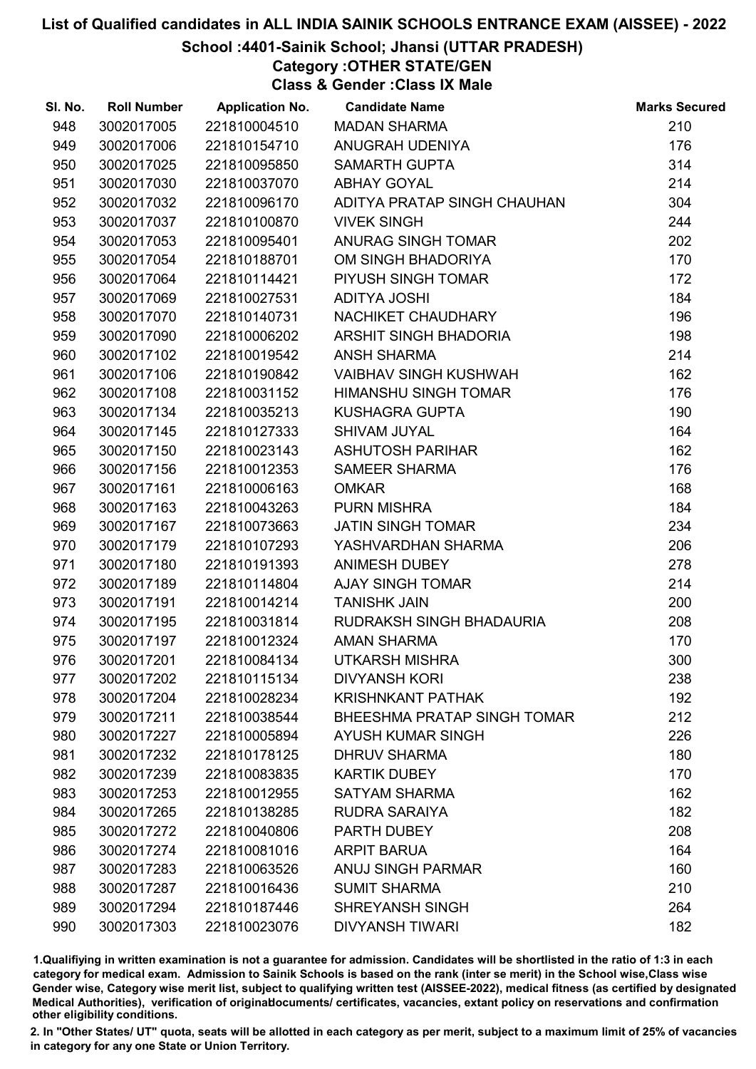# List of Qualified candidates in ALL INDIA SAINIK SCHOOLS ENTRANCE EXAM (AISSEE) - 2022

## School :4401-Sainik School; Jhansi (UTTAR PRADESH)

### Category :OTHER STATE/GEN

### Class & Gender :Class IX Male

| Sl. No. | Roll Number | Application No. | Candidate Name | Marks Secured |
|---|---|---|---|---|
| 948 | 3002017005 | 221810004510 | MADAN SHARMA | 210 |
| 949 | 3002017006 | 221810154710 | ANUGRAH UDENIYA | 176 |
| 950 | 3002017025 | 221810095850 | SAMARTH GUPTA | 314 |
| 951 | 3002017030 | 221810037070 | ABHAY GOYAL | 214 |
| 952 | 3002017032 | 221810096170 | ADITYA PRATAP SINGH CHAUHAN | 304 |
| 953 | 3002017037 | 221810100870 | VIVEK SINGH | 244 |
| 954 | 3002017053 | 221810095401 | ANURAG SINGH TOMAR | 202 |
| 955 | 3002017054 | 221810188701 | OM SINGH BHADORIYA | 170 |
| 956 | 3002017064 | 221810114421 | PIYUSH SINGH TOMAR | 172 |
| 957 | 3002017069 | 221810027531 | ADITYA JOSHI | 184 |
| 958 | 3002017070 | 221810140731 | NACHIKET CHAUDHARY | 196 |
| 959 | 3002017090 | 221810006202 | ARSHIT SINGH BHADORIA | 198 |
| 960 | 3002017102 | 221810019542 | ANSH SHARMA | 214 |
| 961 | 3002017106 | 221810190842 | VAIBHAV SINGH KUSHWAH | 162 |
| 962 | 3002017108 | 221810031152 | HIMANSHU SINGH TOMAR | 176 |
| 963 | 3002017134 | 221810035213 | KUSHAGRA GUPTA | 190 |
| 964 | 3002017145 | 221810127333 | SHIVAM JUYAL | 164 |
| 965 | 3002017150 | 221810023143 | ASHUTOSH PARIHAR | 162 |
| 966 | 3002017156 | 221810012353 | SAMEER SHARMA | 176 |
| 967 | 3002017161 | 221810006163 | OMKAR | 168 |
| 968 | 3002017163 | 221810043263 | PURN MISHRA | 184 |
| 969 | 3002017167 | 221810073663 | JATIN SINGH TOMAR | 234 |
| 970 | 3002017179 | 221810107293 | YASHVARDHAN SHARMA | 206 |
| 971 | 3002017180 | 221810191393 | ANIMESH DUBEY | 278 |
| 972 | 3002017189 | 221810114804 | AJAY SINGH TOMAR | 214 |
| 973 | 3002017191 | 221810014214 | TANISHK JAIN | 200 |
| 974 | 3002017195 | 221810031814 | RUDRAKSH SINGH BHADAURIA | 208 |
| 975 | 3002017197 | 221810012324 | AMAN SHARMA | 170 |
| 976 | 3002017201 | 221810084134 | UTKARSH MISHRA | 300 |
| 977 | 3002017202 | 221810115134 | DIVYANSH KORI | 238 |
| 978 | 3002017204 | 221810028234 | KRISHNKANT PATHAK | 192 |
| 979 | 3002017211 | 221810038544 | BHEESHMA PRATAP SINGH TOMAR | 212 |
| 980 | 3002017227 | 221810005894 | AYUSH KUMAR SINGH | 226 |
| 981 | 3002017232 | 221810178125 | DHRUV SHARMA | 180 |
| 982 | 3002017239 | 221810083835 | KARTIK DUBEY | 170 |
| 983 | 3002017253 | 221810012955 | SATYAM SHARMA | 162 |
| 984 | 3002017265 | 221810138285 | RUDRA SARAIYA | 182 |
| 985 | 3002017272 | 221810040806 | PARTH DUBEY | 208 |
| 986 | 3002017274 | 221810081016 | ARPIT BARUA | 164 |
| 987 | 3002017283 | 221810063526 | ANUJ SINGH PARMAR | 160 |
| 988 | 3002017287 | 221810016436 | SUMIT SHARMA | 210 |
| 989 | 3002017294 | 221810187446 | SHREYANSH SINGH | 264 |
| 990 | 3002017303 | 221810023076 | DIVYANSH TIWARI | 182 |

1.Qualifiying in written examination is not a guarantee for admission. Candidates will be shortlisted in the ratio of 1:3 in each category for medical exam. Admission to Sainik Schools is based on the rank (inter se merit) in the School wise,Class wise Gender wise, Category wise merit list, subject to qualifying written test (AISSEE-2022), medical fitness (as certified by designated Medical Authorities), verification of originaldocuments/ certificates, vacancies, extant policy on reservations and confirmation other eligibility conditions.

2. In "Other States/ UT" quota, seats will be allotted in each category as per merit, subject to a maximum limit of 25% of vacancies in category for any one State or Union Territory.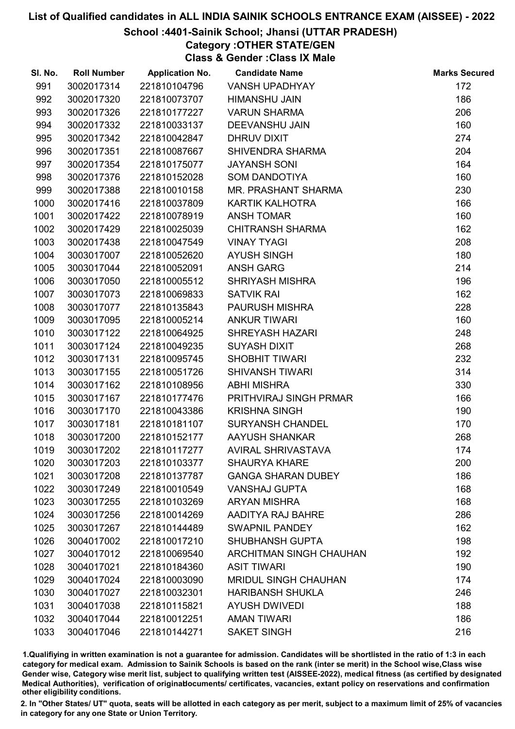# List of Qualified candidates in ALL INDIA SAINIK SCHOOLS ENTRANCE EXAM (AISSEE) - 2022

## School :4401-Sainik School; Jhansi (UTTAR PRADESH)

### Category :OTHER STATE/GEN

### Class & Gender :Class IX Male

| Sl. No. | Roll Number | Application No. | Candidate Name | Marks Secured |
|---|---|---|---|---|
| 991 | 3002017314 | 221810104796 | VANSH UPADHYAY | 172 |
| 992 | 3002017320 | 221810073707 | HIMANSHU JAIN | 186 |
| 993 | 3002017326 | 221810177227 | VARUN SHARMA | 206 |
| 994 | 3002017332 | 221810033137 | DEEVANSHU JAIN | 160 |
| 995 | 3002017342 | 221810042847 | DHRUV DIXIT | 274 |
| 996 | 3002017351 | 221810087667 | SHIVENDRA SHARMA | 204 |
| 997 | 3002017354 | 221810175077 | JAYANSH SONI | 164 |
| 998 | 3002017376 | 221810152028 | SOM DANDOTIYA | 160 |
| 999 | 3002017388 | 221810010158 | MR. PRASHANT SHARMA | 230 |
| 1000 | 3002017416 | 221810037809 | KARTIK KALHOTRA | 166 |
| 1001 | 3002017422 | 221810078919 | ANSH TOMAR | 160 |
| 1002 | 3002017429 | 221810025039 | CHITRANSH SHARMA | 162 |
| 1003 | 3002017438 | 221810047549 | VINAY TYAGI | 208 |
| 1004 | 3003017007 | 221810052620 | AYUSH SINGH | 180 |
| 1005 | 3003017044 | 221810052091 | ANSH GARG | 214 |
| 1006 | 3003017050 | 221810005512 | SHRIYASH MISHRA | 196 |
| 1007 | 3003017073 | 221810069833 | SATVIK RAI | 162 |
| 1008 | 3003017077 | 221810135843 | PAURUSH MISHRA | 228 |
| 1009 | 3003017095 | 221810005214 | ANKUR TIWARI | 160 |
| 1010 | 3003017122 | 221810064925 | SHREYASH HAZARI | 248 |
| 1011 | 3003017124 | 221810049235 | SUYASH DIXIT | 268 |
| 1012 | 3003017131 | 221810095745 | SHOBHIT TIWARI | 232 |
| 1013 | 3003017155 | 221810051726 | SHIVANSH TIWARI | 314 |
| 1014 | 3003017162 | 221810108956 | ABHI MISHRA | 330 |
| 1015 | 3003017167 | 221810177476 | PRITHVIRAJ SINGH PRMAR | 166 |
| 1016 | 3003017170 | 221810043386 | KRISHNA SINGH | 190 |
| 1017 | 3003017181 | 221810181107 | SURYANSH CHANDEL | 170 |
| 1018 | 3003017200 | 221810152177 | AAYUSH SHANKAR | 268 |
| 1019 | 3003017202 | 221810117277 | AVIRAL SHRIVASTAVA | 174 |
| 1020 | 3003017203 | 221810103377 | SHAURYA KHARE | 200 |
| 1021 | 3003017208 | 221810137787 | GANGA SHARAN DUBEY | 186 |
| 1022 | 3003017249 | 221810010549 | VANSHAJ GUPTA | 168 |
| 1023 | 3003017255 | 221810103269 | ARYAN MISHRA | 168 |
| 1024 | 3003017256 | 221810014269 | AADITYA RAJ BAHRE | 286 |
| 1025 | 3003017267 | 221810144489 | SWAPNIL PANDEY | 162 |
| 1026 | 3004017002 | 221810017210 | SHUBHANSH GUPTA | 198 |
| 1027 | 3004017012 | 221810069540 | ARCHITMAN SINGH CHAUHAN | 192 |
| 1028 | 3004017021 | 221810184360 | ASIT TIWARI | 190 |
| 1029 | 3004017024 | 221810003090 | MRIDUL SINGH CHAUHAN | 174 |
| 1030 | 3004017027 | 221810032301 | HARIBANSH SHUKLA | 246 |
| 1031 | 3004017038 | 221810115821 | AYUSH DWIVEDI | 188 |
| 1032 | 3004017044 | 221810012251 | AMAN TIWARI | 186 |
| 1033 | 3004017046 | 221810144271 | SAKET SINGH | 216 |

1.Qualifying in written examination is not a guarantee for admission. Candidates will be shortlisted in the ratio of 1:3 in each category for medical exam. Admission to Sainik Schools is based on the rank (inter se merit) in the School wise,Class wise Gender wise, Category wise merit list, subject to qualifying written test (AISSEE-2022), medical fitness (as certified by designated Medical Authorities), verification of originaldocuments/ certificates, vacancies, extant policy on reservations and confirmation other eligibility conditions.

2. In "Other States/ UT" quota, seats will be allotted in each category as per merit, subject to a maximum limit of 25% of vacancies in category for any one State or Union Territory.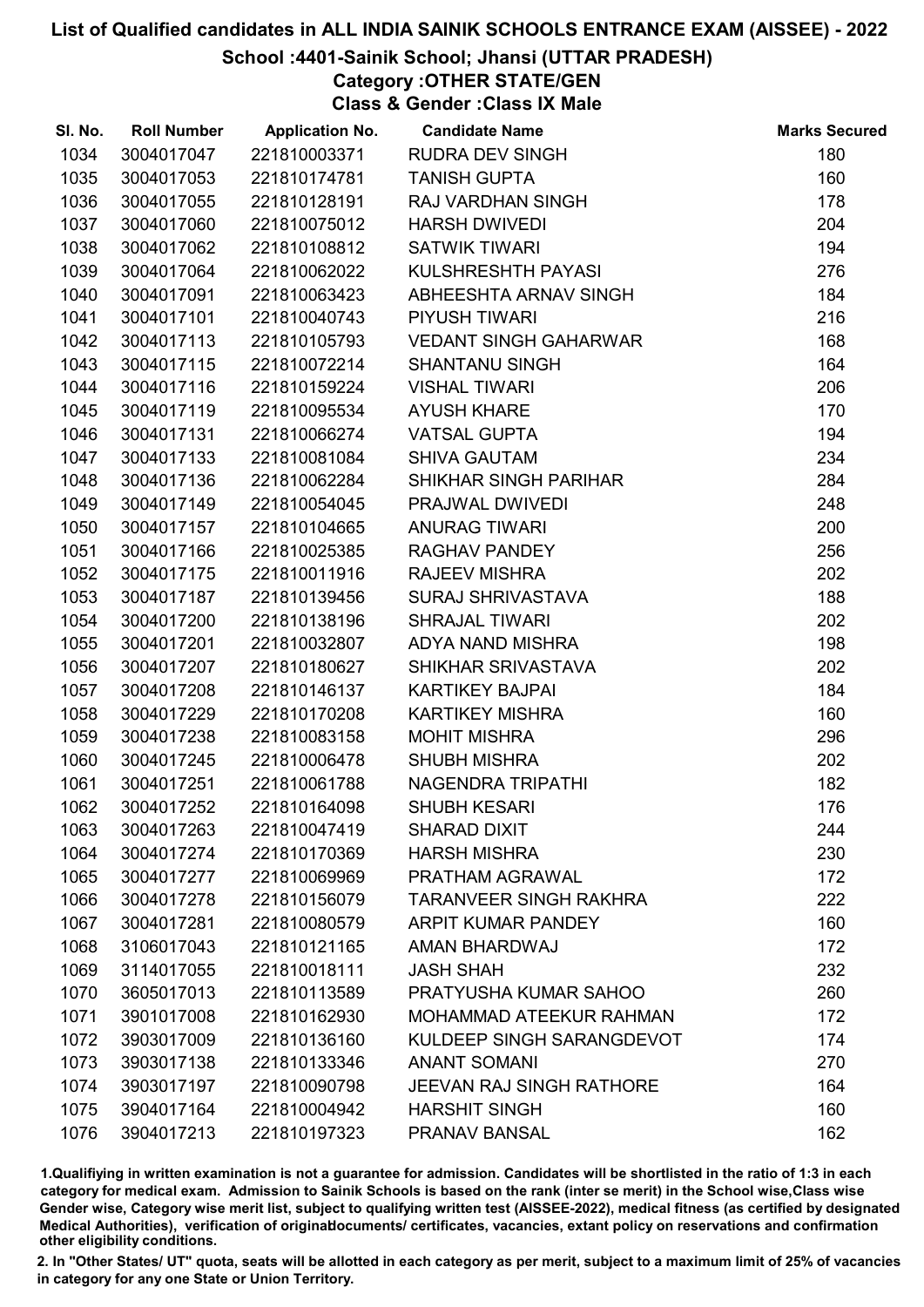# List of Qualified candidates in ALL INDIA SAINIK SCHOOLS ENTRANCE EXAM (AISSEE) - 2022

## School :4401-Sainik School; Jhansi (UTTAR PRADESH)

### Category :OTHER STATE/GEN

### Class & Gender :Class IX Male

| Sl. No. | Roll Number | Application No. | Candidate Name | Marks Secured |
|---|---|---|---|---|
| 1034 | 3004017047 | 221810003371 | RUDRA DEV SINGH | 180 |
| 1035 | 3004017053 | 221810174781 | TANISH GUPTA | 160 |
| 1036 | 3004017055 | 221810128191 | RAJ VARDHAN SINGH | 178 |
| 1037 | 3004017060 | 221810075012 | HARSH DWIVEDI | 204 |
| 1038 | 3004017062 | 221810108812 | SATWIK TIWARI | 194 |
| 1039 | 3004017064 | 221810062022 | KULSHRESHTH PAYASI | 276 |
| 1040 | 3004017091 | 221810063423 | ABHEESHTA ARNAV SINGH | 184 |
| 1041 | 3004017101 | 221810040743 | PIYUSH TIWARI | 216 |
| 1042 | 3004017113 | 221810105793 | VEDANT SINGH GAHARWAR | 168 |
| 1043 | 3004017115 | 221810072214 | SHANTANU SINGH | 164 |
| 1044 | 3004017116 | 221810159224 | VISHAL TIWARI | 206 |
| 1045 | 3004017119 | 221810095534 | AYUSH KHARE | 170 |
| 1046 | 3004017131 | 221810066274 | VATSAL GUPTA | 194 |
| 1047 | 3004017133 | 221810081084 | SHIVA GAUTAM | 234 |
| 1048 | 3004017136 | 221810062284 | SHIKHAR SINGH PARIHAR | 284 |
| 1049 | 3004017149 | 221810054045 | PRAJWAL DWIVEDI | 248 |
| 1050 | 3004017157 | 221810104665 | ANURAG TIWARI | 200 |
| 1051 | 3004017166 | 221810025385 | RAGHAV PANDEY | 256 |
| 1052 | 3004017175 | 221810011916 | RAJEEV MISHRA | 202 |
| 1053 | 3004017187 | 221810139456 | SURAJ SHRIVASTAVA | 188 |
| 1054 | 3004017200 | 221810138196 | SHRAJAL TIWARI | 202 |
| 1055 | 3004017201 | 221810032807 | ADYA NAND MISHRA | 198 |
| 1056 | 3004017207 | 221810180627 | SHIKHAR SRIVASTAVA | 202 |
| 1057 | 3004017208 | 221810146137 | KARTIKEY BAJPAI | 184 |
| 1058 | 3004017229 | 221810170208 | KARTIKEY MISHRA | 160 |
| 1059 | 3004017238 | 221810083158 | MOHIT MISHRA | 296 |
| 1060 | 3004017245 | 221810006478 | SHUBH MISHRA | 202 |
| 1061 | 3004017251 | 221810061788 | NAGENDRA TRIPATHI | 182 |
| 1062 | 3004017252 | 221810164098 | SHUBH KESARI | 176 |
| 1063 | 3004017263 | 221810047419 | SHARAD DIXIT | 244 |
| 1064 | 3004017274 | 221810170369 | HARSH MISHRA | 230 |
| 1065 | 3004017277 | 221810069969 | PRATHAM AGRAWAL | 172 |
| 1066 | 3004017278 | 221810156079 | TARANVEER SINGH RAKHRA | 222 |
| 1067 | 3004017281 | 221810080579 | ARPIT KUMAR PANDEY | 160 |
| 1068 | 3106017043 | 221810121165 | AMAN BHARDWAJ | 172 |
| 1069 | 3114017055 | 221810018111 | JASH SHAH | 232 |
| 1070 | 3605017013 | 221810113589 | PRATYUSHA KUMAR SAHOO | 260 |
| 1071 | 3901017008 | 221810162930 | MOHAMMAD ATEEKUR RAHMAN | 172 |
| 1072 | 3903017009 | 221810136160 | KULDEEP SINGH SARANGDEVOT | 174 |
| 1073 | 3903017138 | 221810133346 | ANANT SOMANI | 270 |
| 1074 | 3903017197 | 221810090798 | JEEVAN RAJ SINGH RATHORE | 164 |
| 1075 | 3904017164 | 221810004942 | HARSHIT SINGH | 160 |
| 1076 | 3904017213 | 221810197323 | PRANAV BANSAL | 162 |

1.Qualifiying in written examination is not a guarantee for admission. Candidates will be shortlisted in the ratio of 1:3 in each category for medical exam. Admission to Sainik Schools is based on the rank (inter se merit) in the School wise,Class wise Gender wise, Category wise merit list, subject to qualifying written test (AISSEE-2022), medical fitness (as certified by designated Medical Authorities), verification of originaldocuments/ certificates, vacancies, extant policy on reservations and confirmation other eligibility conditions.

2. In "Other States/ UT" quota, seats will be allotted in each category as per merit, subject to a maximum limit of 25% of vacancies in category for any one State or Union Territory.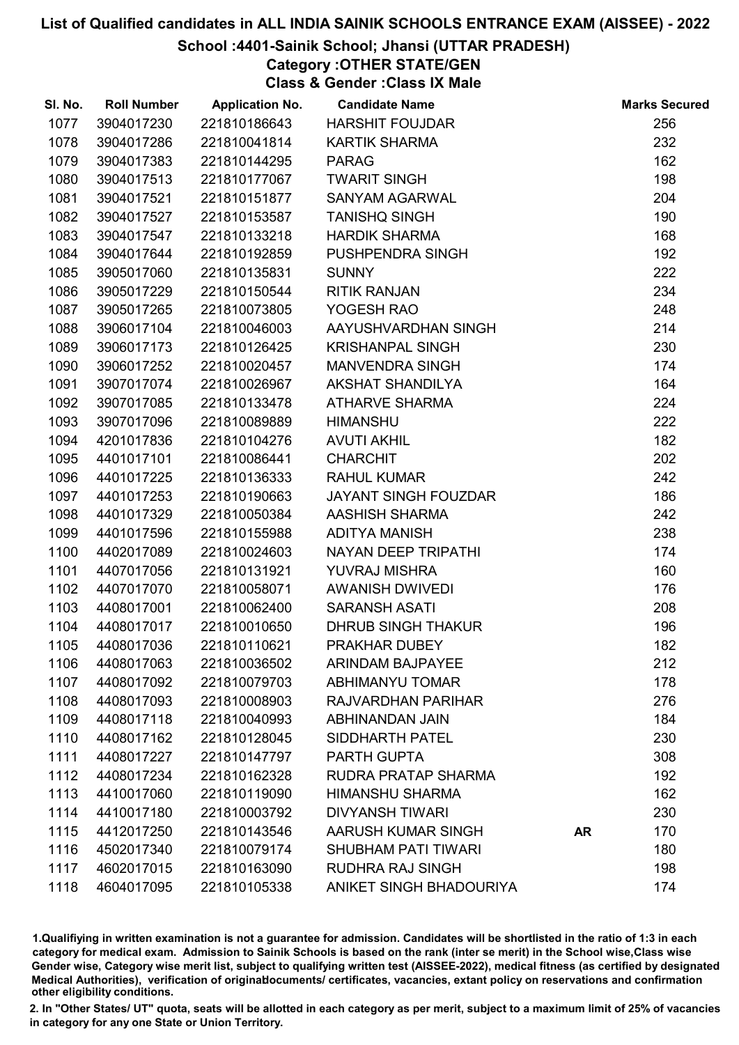# List of Qualified candidates in ALL INDIA SAINIK SCHOOLS ENTRANCE EXAM (AISSEE) - 2022

## School :4401-Sainik School; Jhansi (UTTAR PRADESH)

### Category :OTHER STATE/GEN

### Class & Gender :Class IX Male

| Sl. No. | Roll Number | Application No. | Candidate Name | | Marks Secured |
|---|---|---|---|---|---|
| 1077 | 3904017230 | 221810186643 | HARSHIT FOUJDAR | | 256 |
| 1078 | 3904017286 | 221810041814 | KARTIK SHARMA | | 232 |
| 1079 | 3904017383 | 221810144295 | PARAG | | 162 |
| 1080 | 3904017513 | 221810177067 | TWARIT SINGH | | 198 |
| 1081 | 3904017521 | 221810151877 | SANYAM AGARWAL | | 204 |
| 1082 | 3904017527 | 221810153587 | TANISHQ SINGH | | 190 |
| 1083 | 3904017547 | 221810133218 | HARDIK SHARMA | | 168 |
| 1084 | 3904017644 | 221810192859 | PUSHPENDRA SINGH | | 192 |
| 1085 | 3905017060 | 221810135831 | SUNNY | | 222 |
| 1086 | 3905017229 | 221810150544 | RITIK RANJAN | | 234 |
| 1087 | 3905017265 | 221810073805 | YOGESH RAO | | 248 |
| 1088 | 3906017104 | 221810046003 | AAYUSHVARDHAN SINGH | | 214 |
| 1089 | 3906017173 | 221810126425 | KRISHANPAL SINGH | | 230 |
| 1090 | 3906017252 | 221810020457 | MANVENDRA SINGH | | 174 |
| 1091 | 3907017074 | 221810026967 | AKSHAT SHANDILYA | | 164 |
| 1092 | 3907017085 | 221810133478 | ATHARVE SHARMA | | 224 |
| 1093 | 3907017096 | 221810089889 | HIMANSHU | | 222 |
| 1094 | 4201017836 | 221810104276 | AVUTI AKHIL | | 182 |
| 1095 | 4401017101 | 221810086441 | CHARCHIT | | 202 |
| 1096 | 4401017225 | 221810136333 | RAHUL KUMAR | | 242 |
| 1097 | 4401017253 | 221810190663 | JAYANT SINGH FOUZDAR | | 186 |
| 1098 | 4401017329 | 221810050384 | AASHISH SHARMA | | 242 |
| 1099 | 4401017596 | 221810155988 | ADITYA MANISH | | 238 |
| 1100 | 4402017089 | 221810024603 | NAYAN DEEP TRIPATHI | | 174 |
| 1101 | 4407017056 | 221810131921 | YUVRAJ MISHRA | | 160 |
| 1102 | 4407017070 | 221810058071 | AWANISH DWIVEDI | | 176 |
| 1103 | 4408017001 | 221810062400 | SARANSH ASATI | | 208 |
| 1104 | 4408017017 | 221810010650 | DHRUB SINGH THAKUR | | 196 |
| 1105 | 4408017036 | 221810110621 | PRAKHAR DUBEY | | 182 |
| 1106 | 4408017063 | 221810036502 | ARINDAM BAJPAYEE | | 212 |
| 1107 | 4408017092 | 221810079703 | ABHIMANYU TOMAR | | 178 |
| 1108 | 4408017093 | 221810008903 | RAJVARDHAN PARIHAR | | 276 |
| 1109 | 4408017118 | 221810040993 | ABHINANDAN JAIN | | 184 |
| 1110 | 4408017162 | 221810128045 | SIDDHARTH PATEL | | 230 |
| 1111 | 4408017227 | 221810147797 | PARTH GUPTA | | 308 |
| 1112 | 4408017234 | 221810162328 | RUDRA PRATAP SHARMA | | 192 |
| 1113 | 4410017060 | 221810119090 | HIMANSHU SHARMA | | 162 |
| 1114 | 4410017180 | 221810003792 | DIVYANSH TIWARI | | 230 |
| 1115 | 4412017250 | 221810143546 | AARUSH KUMAR SINGH | **AR** | 170 |
| 1116 | 4502017340 | 221810079174 | SHUBHAM PATI TIWARI | | 180 |
| 1117 | 4602017015 | 221810163090 | RUDHRA RAJ SINGH | | 198 |
| 1118 | 4604017095 | 221810105338 | ANIKET SINGH BHADOURIYA | | 174 |

1.Qualifiying in written examination is not a guarantee for admission. Candidates will be shortlisted in the ratio of 1:3 in each category for medical exam. Admission to Sainik Schools is based on the rank (inter se merit) in the School wise,Class wise Gender wise, Category wise merit list, subject to qualifying written test (AISSEE-2022), medical fitness (as certified by designated Medical Authorities), verification of originaldocuments/ certificates, vacancies, extant policy on reservations and confirmation other eligibility conditions.

2. In "Other States/ UT" quota, seats will be allotted in each category as per merit, subject to a maximum limit of 25% of vacancies in category for any one State or Union Territory.